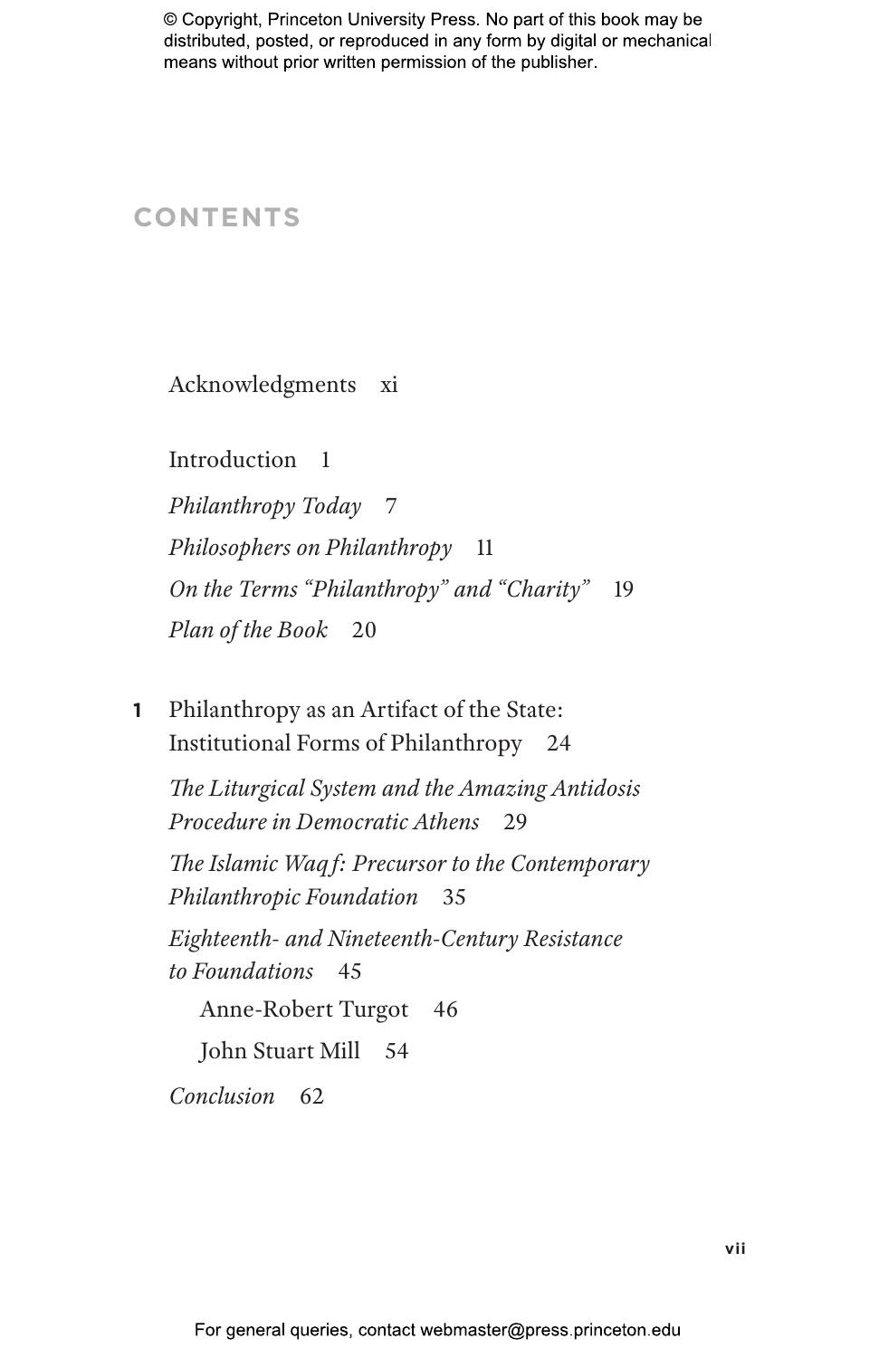© Copyright, Princeton University Press. No part of this book may be distributed, posted, or reproduced in any form by digital or mechanical means without prior written permission of the publisher.

# CONTENTS

Acknowledgments xi

Introduction 1

*Philanthropy Today* 7

*Philosophers on Philanthropy* 11

*On the Terms "Philanthropy" and "Charity"* 19

*Plan of the Book* 20

**1** Philanthropy as an Artifact of the State: Institutional Forms of Philanthropy 24

*The Liturgical System and the Amazing Antidosis Procedure in Democratic Athens* 29

*The Islamic Waqf: Precursor to the Contemporary Philanthropic Foundation* 35

*Eighteenth- and Nineteenth-Century Resistance to Foundations* 45

Anne-Robert Turgot 46

John Stuart Mill 54

*Conclusion* 62

For general queries, contact webmaster@press.princeton.edu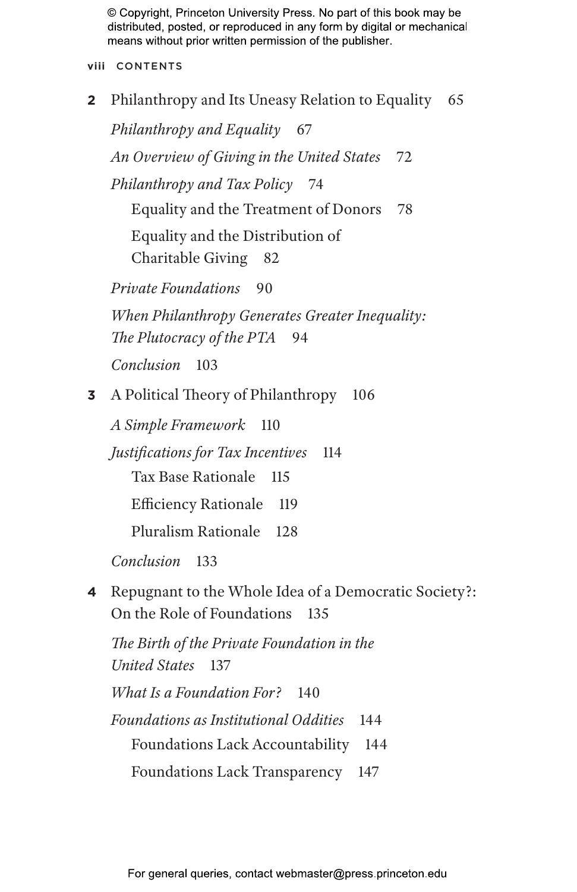2 Philanthropy and Its Uneasy Relation to Equality 65

*Philanthropy and Equality* 67

*An Overview of Giving in the United States* 72

*Philanthropy and Tax Policy* 74

Equality and the Treatment of Donors 78

Equality and the Distribution of Charitable Giving 82

*Private Foundations* 90

*When Philanthropy Generates Greater Inequality: The Plutocracy of the PTA* 94

*Conclusion* 103

3 A Political Theory of Philanthropy 106

*A Simple Framework* 110

*Justifications for Tax Incentives* 114

Tax Base Rationale 115

Efficiency Rationale 119

Pluralism Rationale 128

*Conclusion* 133

4 Repugnant to the Whole Idea of a Democratic Society?: On the Role of Foundations 135

*The Birth of the Private Foundation in the United States* 137

*What Is a Foundation For?* 140

*Foundations as Institutional Oddities* 144

Foundations Lack Accountability 144

Foundations Lack Transparency 147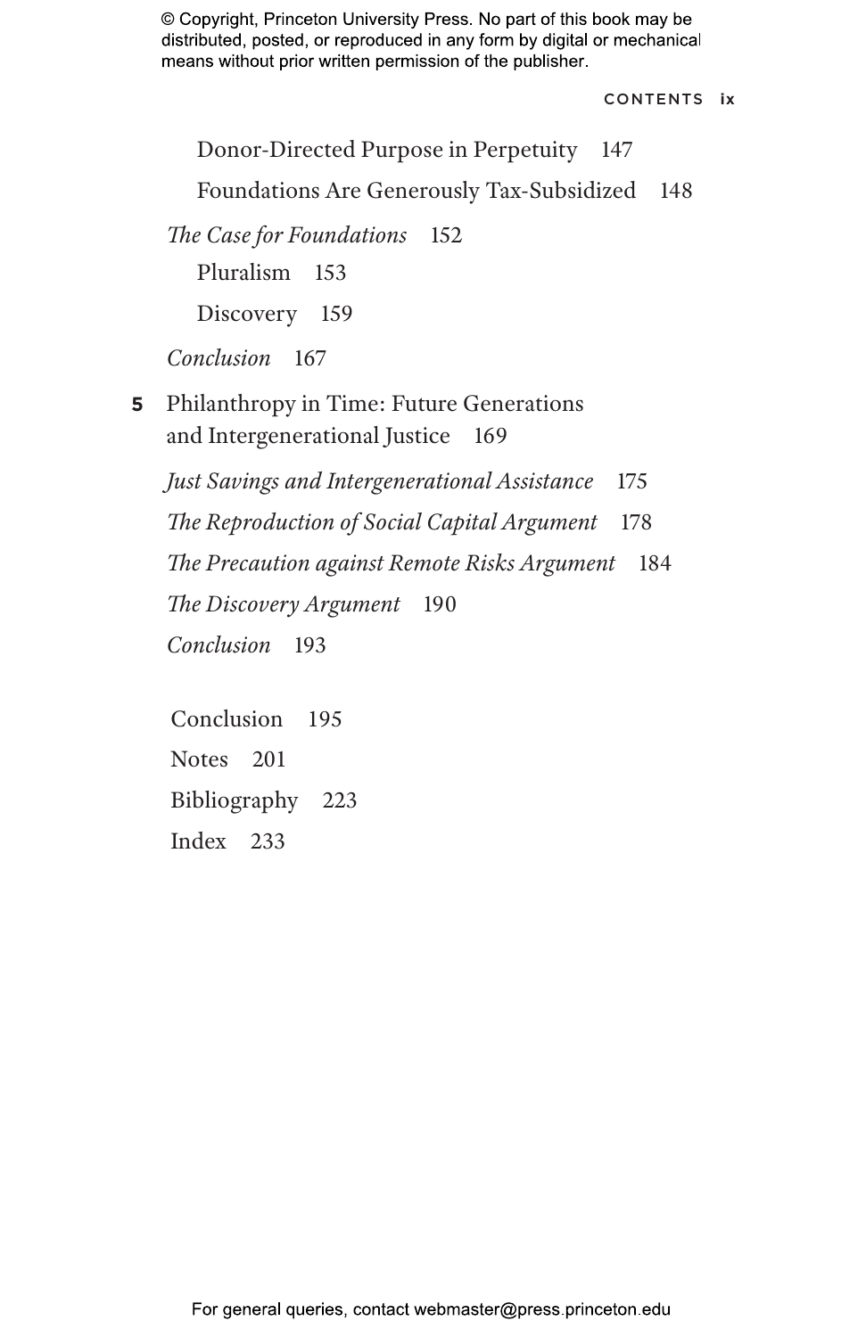Donor-Directed Purpose in Perpetuity 147

Foundations Are Generously Tax-Subsidized 148

*The Case for Foundations* 152

Pluralism 153

Discovery 159

*Conclusion* 167

**5** Philanthropy in Time: Future Generations and Intergenerational Justice 169

*Just Savings and Intergenerational Assistance* 175

*The Reproduction of Social Capital Argument* 178

*The Precaution against Remote Risks Argument* 184

*The Discovery Argument* 190

*Conclusion* 193

Conclusion 195

Notes 201

Bibliography 223

Index 233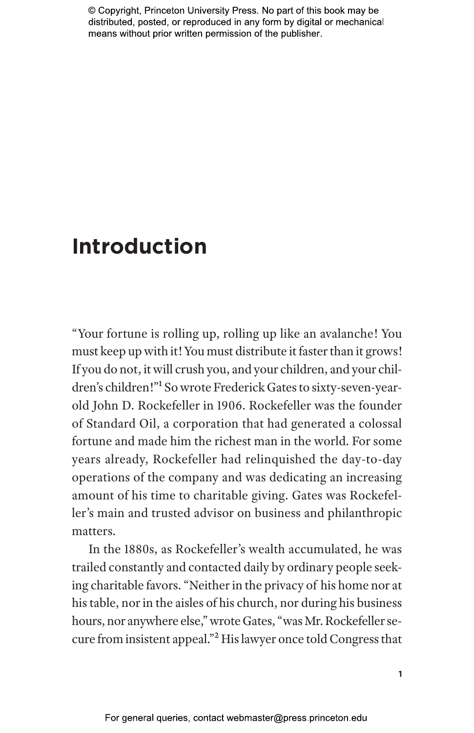# Introduction

"Your fortune is rolling up, rolling up like an avalanche! You must keep up with it! You must distribute it faster than it grows! If you do not, it will crush you, and your children, and your children's children!"[1] So wrote Frederick Gates to sixty-seven-year-old John D. Rockefeller in 1906. Rockefeller was the founder of Standard Oil, a corporation that had generated a colossal fortune and made him the richest man in the world. For some years already, Rockefeller had relinquished the day-to-day operations of the company and was dedicating an increasing amount of his time to charitable giving. Gates was Rockefeller's main and trusted advisor on business and philanthropic matters.

In the 1880s, as Rockefeller's wealth accumulated, he was trailed constantly and contacted daily by ordinary people seeking charitable favors. "Neither in the privacy of his home nor at his table, nor in the aisles of his church, nor during his business hours, nor anywhere else," wrote Gates, "was Mr. Rockefeller secure from insistent appeal."[2] His lawyer once told Congress that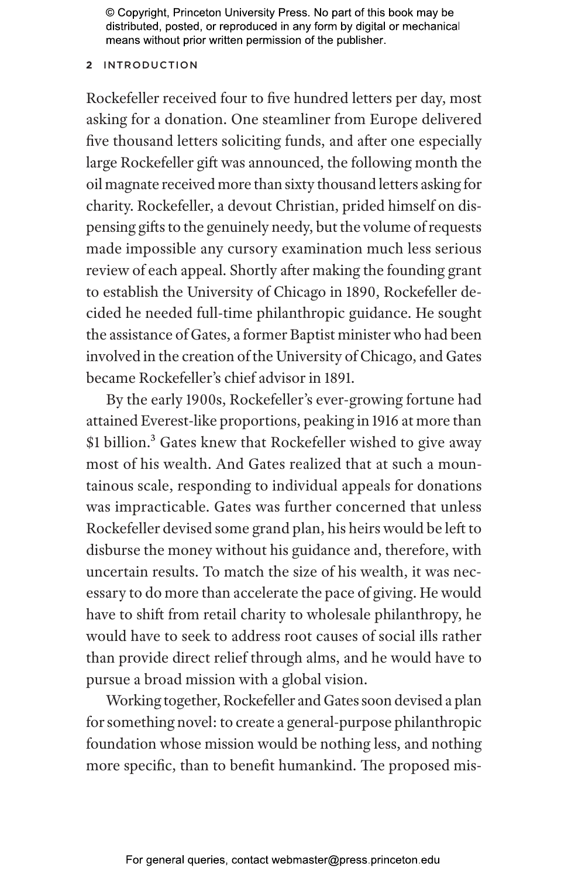Rockefeller received four to five hundred letters per day, most asking for a donation. One steamliner from Europe delivered five thousand letters soliciting funds, and after one especially large Rockefeller gift was announced, the following month the oil magnate received more than sixty thousand letters asking for charity. Rockefeller, a devout Christian, prided himself on dispensing gifts to the genuinely needy, but the volume of requests made impossible any cursory examination much less serious review of each appeal. Shortly after making the founding grant to establish the University of Chicago in 1890, Rockefeller decided he needed full-time philanthropic guidance. He sought the assistance of Gates, a former Baptist minister who had been involved in the creation of the University of Chicago, and Gates became Rockefeller's chief advisor in 1891.

By the early 1900s, Rockefeller's ever-growing fortune had attained Everest-like proportions, peaking in 1916 at more than \$1 billion.[3] Gates knew that Rockefeller wished to give away most of his wealth. And Gates realized that at such a mountainous scale, responding to individual appeals for donations was impracticable. Gates was further concerned that unless Rockefeller devised some grand plan, his heirs would be left to disburse the money without his guidance and, therefore, with uncertain results. To match the size of his wealth, it was necessary to do more than accelerate the pace of giving. He would have to shift from retail charity to wholesale philanthropy, he would have to seek to address root causes of social ills rather than provide direct relief through alms, and he would have to pursue a broad mission with a global vision.

Working together, Rockefeller and Gates soon devised a plan for something novel: to create a general-purpose philanthropic foundation whose mission would be nothing less, and nothing more specific, than to benefit humankind. The proposed mis-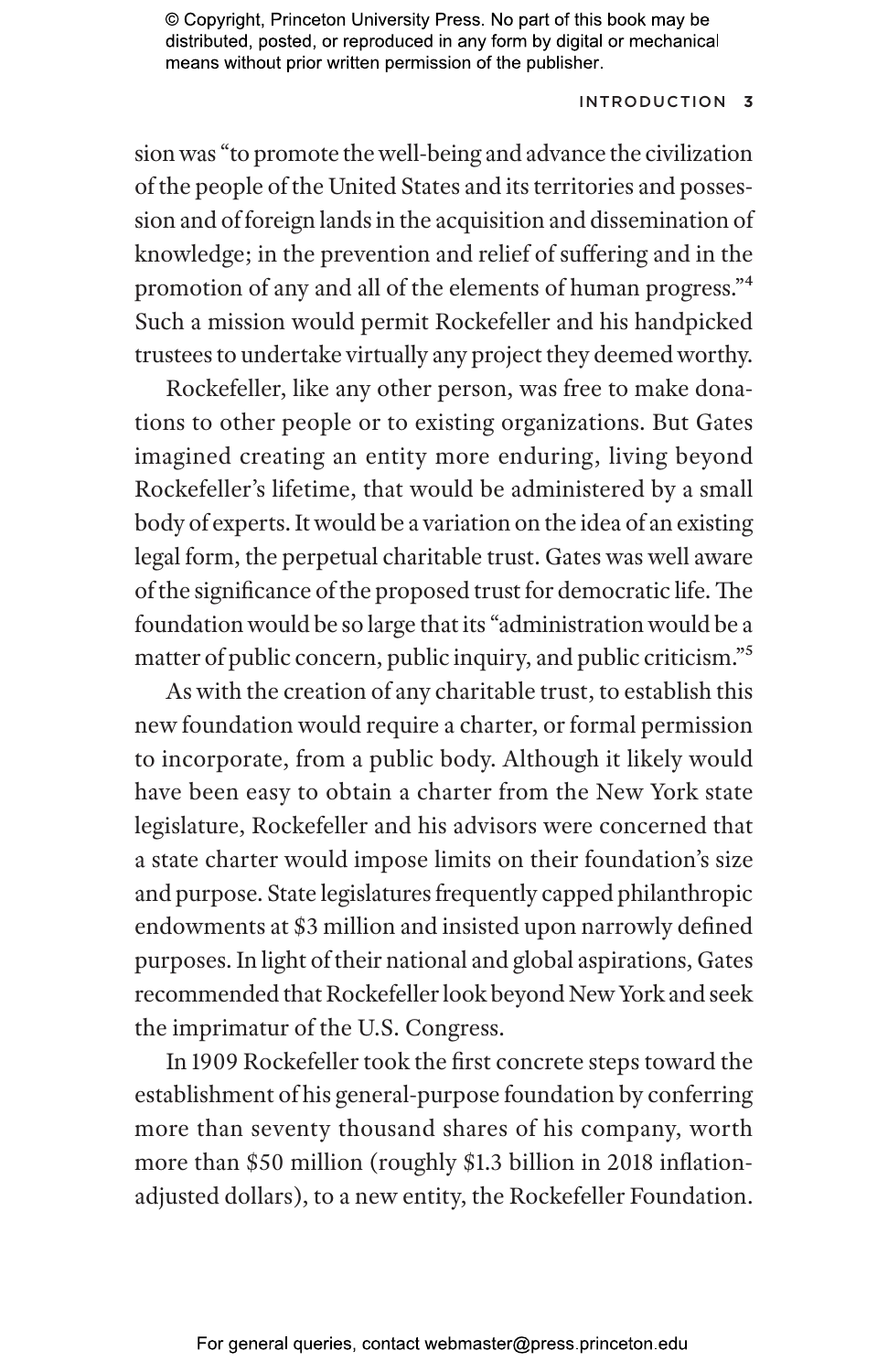sion was "to promote the well-being and advance the civilization of the people of the United States and its territories and possession and of foreign lands in the acquisition and dissemination of knowledge; in the prevention and relief of suffering and in the promotion of any and all of the elements of human progress."[4] Such a mission would permit Rockefeller and his handpicked trustees to undertake virtually any project they deemed worthy.

Rockefeller, like any other person, was free to make donations to other people or to existing organizations. But Gates imagined creating an entity more enduring, living beyond Rockefeller's lifetime, that would be administered by a small body of experts. It would be a variation on the idea of an existing legal form, the perpetual charitable trust. Gates was well aware of the significance of the proposed trust for democratic life. The foundation would be so large that its "administration would be a matter of public concern, public inquiry, and public criticism."[5]

As with the creation of any charitable trust, to establish this new foundation would require a charter, or formal permission to incorporate, from a public body. Although it likely would have been easy to obtain a charter from the New York state legislature, Rockefeller and his advisors were concerned that a state charter would impose limits on their foundation's size and purpose. State legislatures frequently capped philanthropic endowments at $3 million and insisted upon narrowly defined purposes. In light of their national and global aspirations, Gates recommended that Rockefeller look beyond New York and seek the imprimatur of the U.S. Congress.

In 1909 Rockefeller took the first concrete steps toward the establishment of his general-purpose foundation by conferring more than seventy thousand shares of his company, worth more than $50 million (roughly $1.3 billion in 2018 inflation-adjusted dollars), to a new entity, the Rockefeller Foundation.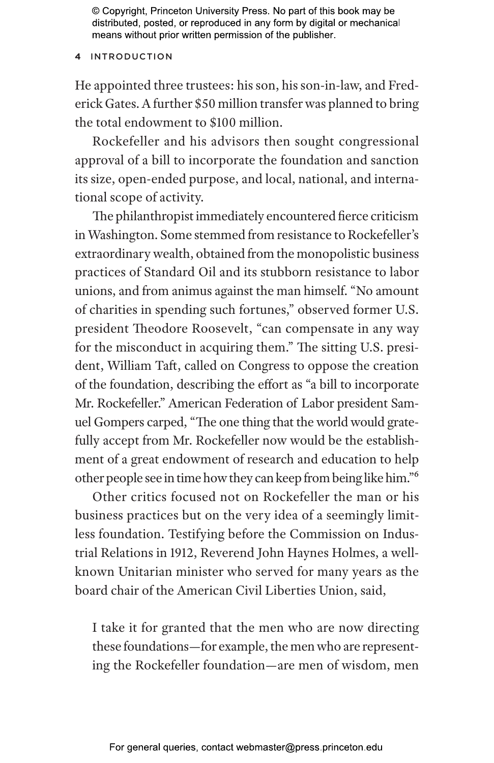He appointed three trustees: his son, his son-in-law, and Frederick Gates. A further $50 million transfer was planned to bring the total endowment to $100 million.

Rockefeller and his advisors then sought congressional approval of a bill to incorporate the foundation and sanction its size, open-ended purpose, and local, national, and international scope of activity.

The philanthropist immediately encountered fierce criticism in Washington. Some stemmed from resistance to Rockefeller's extraordinary wealth, obtained from the monopolistic business practices of Standard Oil and its stubborn resistance to labor unions, and from animus against the man himself. "No amount of charities in spending such fortunes," observed former U.S. president Theodore Roosevelt, "can compensate in any way for the misconduct in acquiring them." The sitting U.S. president, William Taft, called on Congress to oppose the creation of the foundation, describing the effort as "a bill to incorporate Mr. Rockefeller." American Federation of Labor president Samuel Gompers carped, "The one thing that the world would gratefully accept from Mr. Rockefeller now would be the establishment of a great endowment of research and education to help other people see in time how they can keep from being like him."[6]

Other critics focused not on Rockefeller the man or his business practices but on the very idea of a seemingly limitless foundation. Testifying before the Commission on Industrial Relations in 1912, Reverend John Haynes Holmes, a well-known Unitarian minister who served for many years as the board chair of the American Civil Liberties Union, said,

> I take it for granted that the men who are now directing these foundations—for example, the men who are representing the Rockefeller foundation—are men of wisdom, men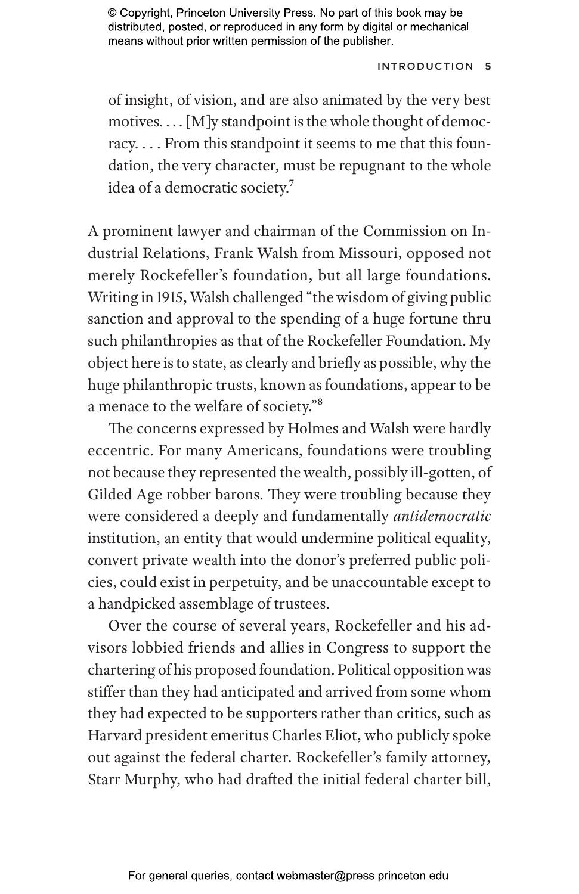> of insight, of vision, and are also animated by the very best motives. . . . [M]y standpoint is the whole thought of democracy. . . . From this standpoint it seems to me that this foundation, the very character, must be repugnant to the whole idea of a democratic society.[7]

A prominent lawyer and chairman of the Commission on Industrial Relations, Frank Walsh from Missouri, opposed not merely Rockefeller's foundation, but all large foundations. Writing in 1915, Walsh challenged "the wisdom of giving public sanction and approval to the spending of a huge fortune thru such philanthropies as that of the Rockefeller Foundation. My object here is to state, as clearly and briefly as possible, why the huge philanthropic trusts, known as foundations, appear to be a menace to the welfare of society."[8]

The concerns expressed by Holmes and Walsh were hardly eccentric. For many Americans, foundations were troubling not because they represented the wealth, possibly ill-gotten, of Gilded Age robber barons. They were troubling because they were considered a deeply and fundamentally *antidemocratic* institution, an entity that would undermine political equality, convert private wealth into the donor's preferred public policies, could exist in perpetuity, and be unaccountable except to a handpicked assemblage of trustees.

Over the course of several years, Rockefeller and his advisors lobbied friends and allies in Congress to support the chartering of his proposed foundation. Political opposition was stiffer than they had anticipated and arrived from some whom they had expected to be supporters rather than critics, such as Harvard president emeritus Charles Eliot, who publicly spoke out against the federal charter. Rockefeller's family attorney, Starr Murphy, who had drafted the initial federal charter bill,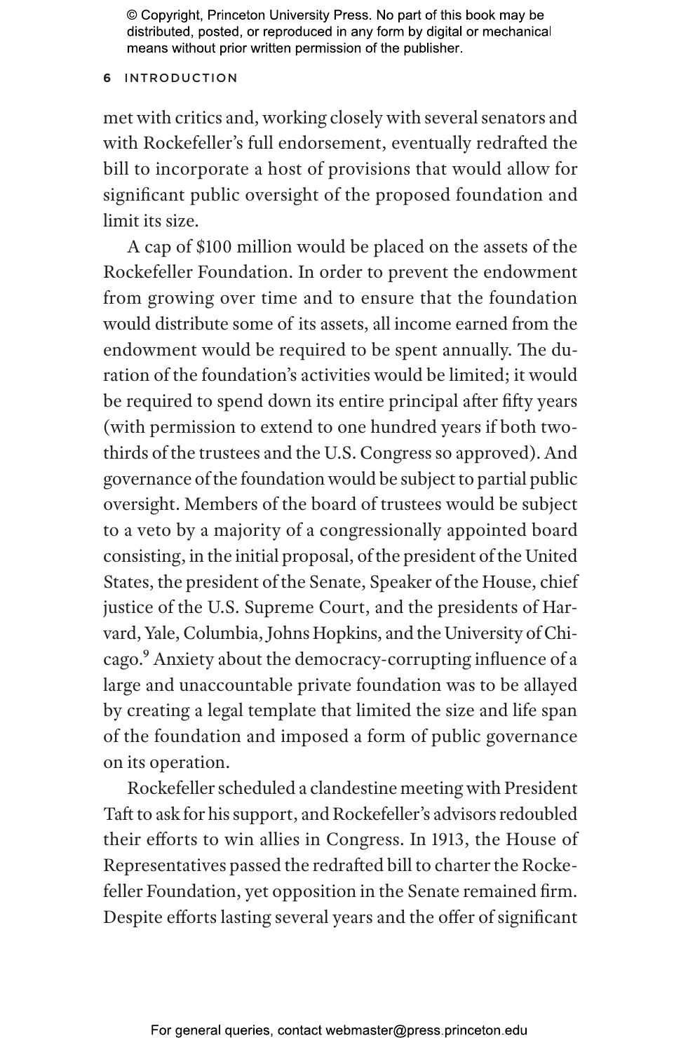met with critics and, working closely with several senators and with Rockefeller's full endorsement, eventually redrafted the bill to incorporate a host of provisions that would allow for significant public oversight of the proposed foundation and limit its size.

A cap of $100 million would be placed on the assets of the Rockefeller Foundation. In order to prevent the endowment from growing over time and to ensure that the foundation would distribute some of its assets, all income earned from the endowment would be required to be spent annually. The duration of the foundation's activities would be limited; it would be required to spend down its entire principal after fifty years (with permission to extend to one hundred years if both two-thirds of the trustees and the U.S. Congress so approved). And governance of the foundation would be subject to partial public oversight. Members of the board of trustees would be subject to a veto by a majority of a congressionally appointed board consisting, in the initial proposal, of the president of the United States, the president of the Senate, Speaker of the House, chief justice of the U.S. Supreme Court, and the presidents of Harvard, Yale, Columbia, Johns Hopkins, and the University of Chicago.[9] Anxiety about the democracy-corrupting influence of a large and unaccountable private foundation was to be allayed by creating a legal template that limited the size and life span of the foundation and imposed a form of public governance on its operation.

Rockefeller scheduled a clandestine meeting with President Taft to ask for his support, and Rockefeller's advisors redoubled their efforts to win allies in Congress. In 1913, the House of Representatives passed the redrafted bill to charter the Rockefeller Foundation, yet opposition in the Senate remained firm. Despite efforts lasting several years and the offer of significant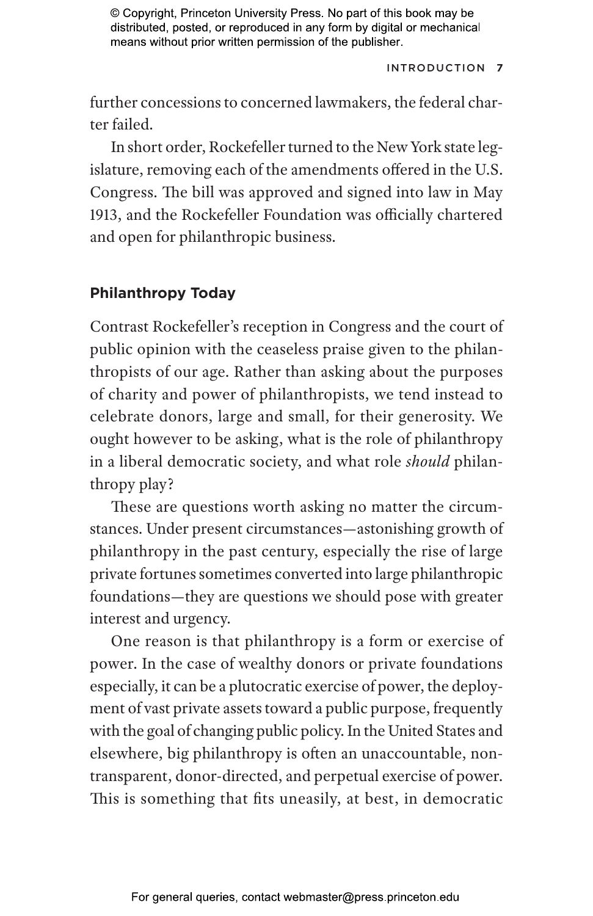further concessions to concerned lawmakers, the federal charter failed.

In short order, Rockefeller turned to the New York state legislature, removing each of the amendments offered in the U.S. Congress. The bill was approved and signed into law in May 1913, and the Rockefeller Foundation was officially chartered and open for philanthropic business.

## Philanthropy Today

Contrast Rockefeller's reception in Congress and the court of public opinion with the ceaseless praise given to the philanthropists of our age. Rather than asking about the purposes of charity and power of philanthropists, we tend instead to celebrate donors, large and small, for their generosity. We ought however to be asking, what is the role of philanthropy in a liberal democratic society, and what role *should* philanthropy play?

These are questions worth asking no matter the circumstances. Under present circumstances—astonishing growth of philanthropy in the past century, especially the rise of large private fortunes sometimes converted into large philanthropic foundations—they are questions we should pose with greater interest and urgency.

One reason is that philanthropy is a form or exercise of power. In the case of wealthy donors or private foundations especially, it can be a plutocratic exercise of power, the deployment of vast private assets toward a public purpose, frequently with the goal of changing public policy. In the United States and elsewhere, big philanthropy is often an unaccountable, nontransparent, donor-directed, and perpetual exercise of power. This is something that fits uneasily, at best, in democratic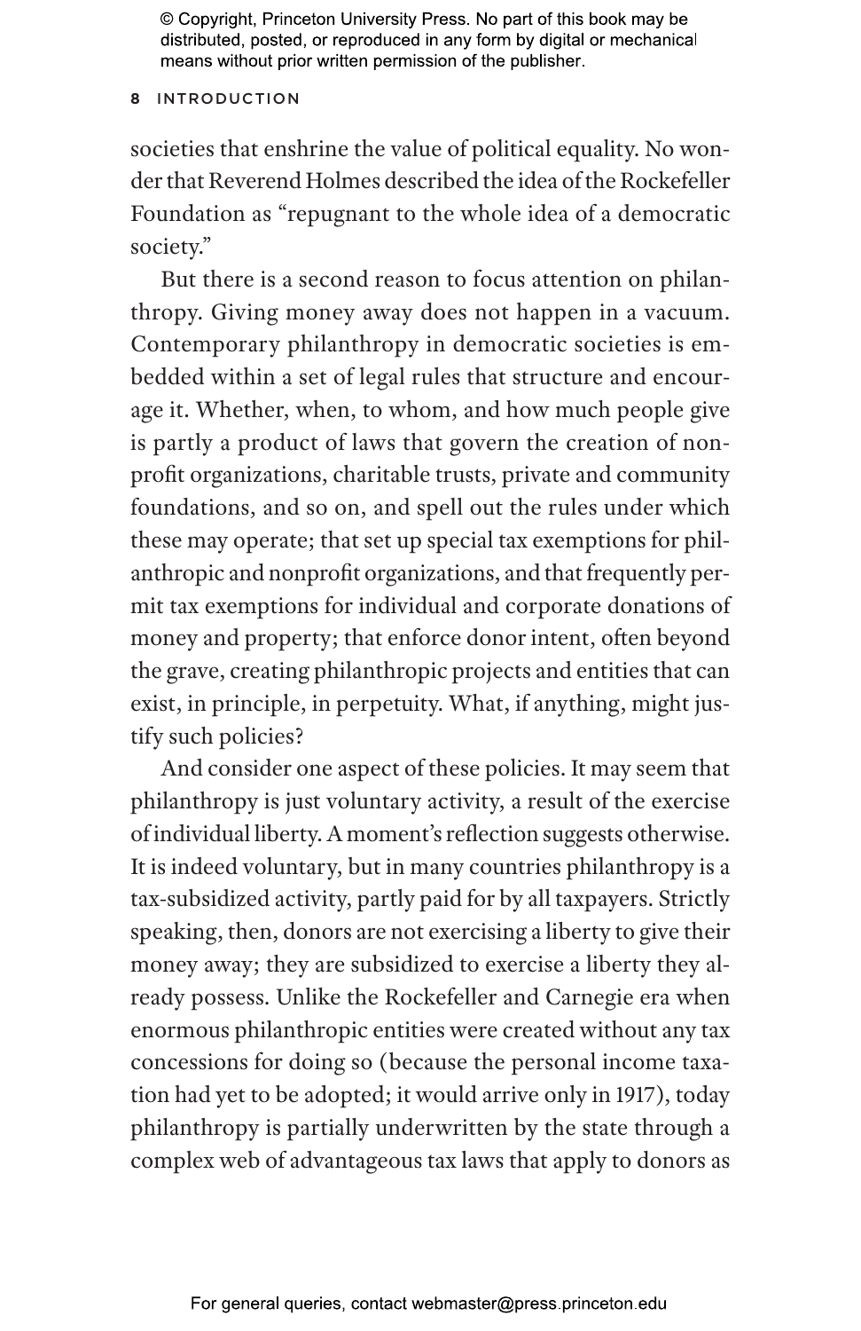societies that enshrine the value of political equality. No wonder that Reverend Holmes described the idea of the Rockefeller Foundation as "repugnant to the whole idea of a democratic society."

But there is a second reason to focus attention on philanthropy. Giving money away does not happen in a vacuum. Contemporary philanthropy in democratic societies is embedded within a set of legal rules that structure and encourage it. Whether, when, to whom, and how much people give is partly a product of laws that govern the creation of nonprofit organizations, charitable trusts, private and community foundations, and so on, and spell out the rules under which these may operate; that set up special tax exemptions for philanthropic and nonprofit organizations, and that frequently permit tax exemptions for individual and corporate donations of money and property; that enforce donor intent, often beyond the grave, creating philanthropic projects and entities that can exist, in principle, in perpetuity. What, if anything, might justify such policies?

And consider one aspect of these policies. It may seem that philanthropy is just voluntary activity, a result of the exercise of individual liberty. A moment's reflection suggests otherwise. It is indeed voluntary, but in many countries philanthropy is a tax-subsidized activity, partly paid for by all taxpayers. Strictly speaking, then, donors are not exercising a liberty to give their money away; they are subsidized to exercise a liberty they already possess. Unlike the Rockefeller and Carnegie era when enormous philanthropic entities were created without any tax concessions for doing so (because the personal income taxation had yet to be adopted; it would arrive only in 1917), today philanthropy is partially underwritten by the state through a complex web of advantageous tax laws that apply to donors as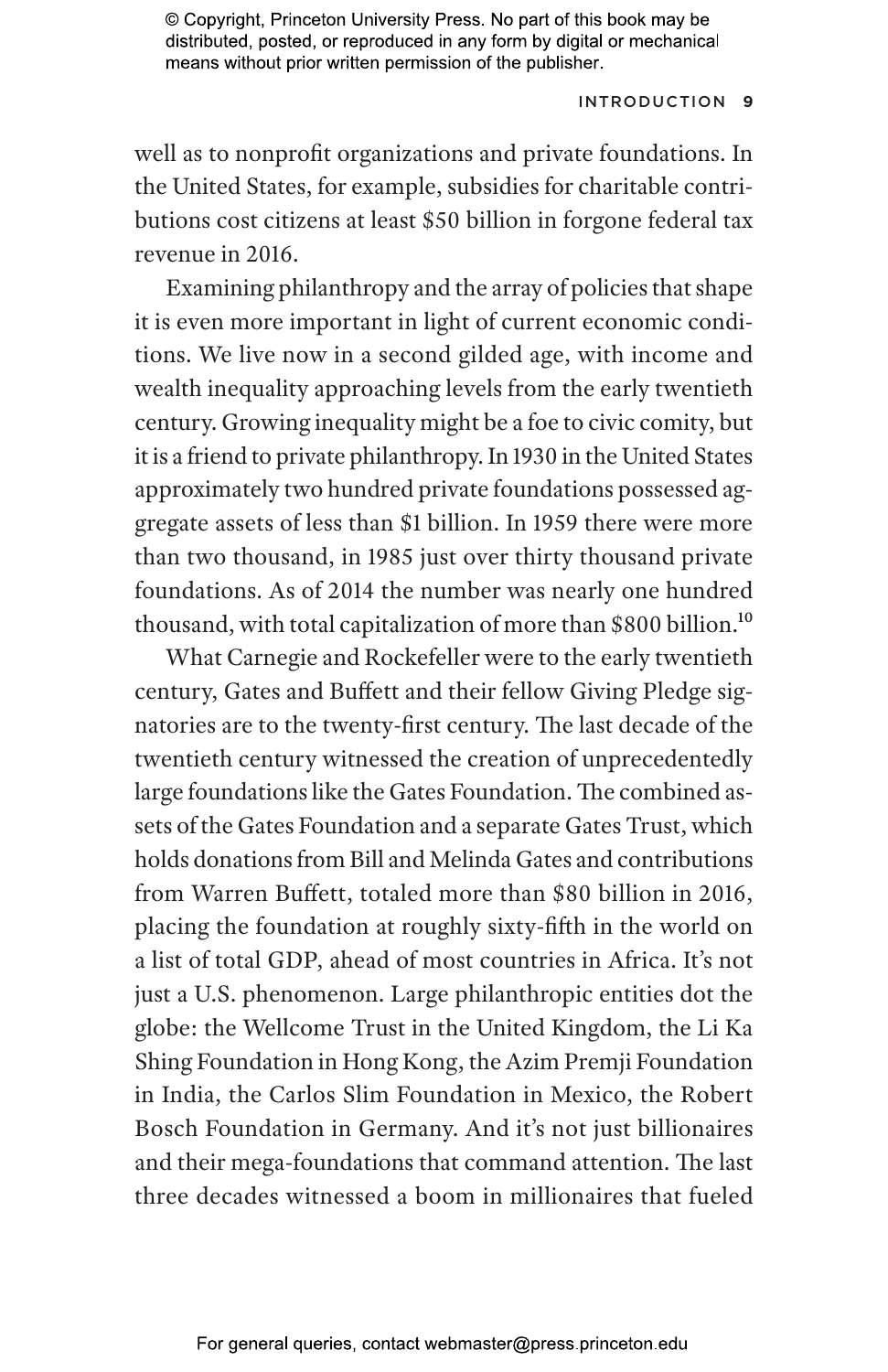well as to nonprofit organizations and private foundations. In the United States, for example, subsidies for charitable contributions cost citizens at least $50 billion in forgone federal tax revenue in 2016.

Examining philanthropy and the array of policies that shape it is even more important in light of current economic conditions. We live now in a second gilded age, with income and wealth inequality approaching levels from the early twentieth century. Growing inequality might be a foe to civic comity, but it is a friend to private philanthropy. In 1930 in the United States approximately two hundred private foundations possessed aggregate assets of less than $1 billion. In 1959 there were more than two thousand, in 1985 just over thirty thousand private foundations. As of 2014 the number was nearly one hundred thousand, with total capitalization of more than $800 billion.[10]

What Carnegie and Rockefeller were to the early twentieth century, Gates and Buffett and their fellow Giving Pledge signatories are to the twenty-first century. The last decade of the twentieth century witnessed the creation of unprecedentedly large foundations like the Gates Foundation. The combined assets of the Gates Foundation and a separate Gates Trust, which holds donations from Bill and Melinda Gates and contributions from Warren Buffett, totaled more than $80 billion in 2016, placing the foundation at roughly sixty-fifth in the world on a list of total GDP, ahead of most countries in Africa. It's not just a U.S. phenomenon. Large philanthropic entities dot the globe: the Wellcome Trust in the United Kingdom, the Li Ka Shing Foundation in Hong Kong, the Azim Premji Foundation in India, the Carlos Slim Foundation in Mexico, the Robert Bosch Foundation in Germany. And it's not just billionaires and their mega-foundations that command attention. The last three decades witnessed a boom in millionaires that fueled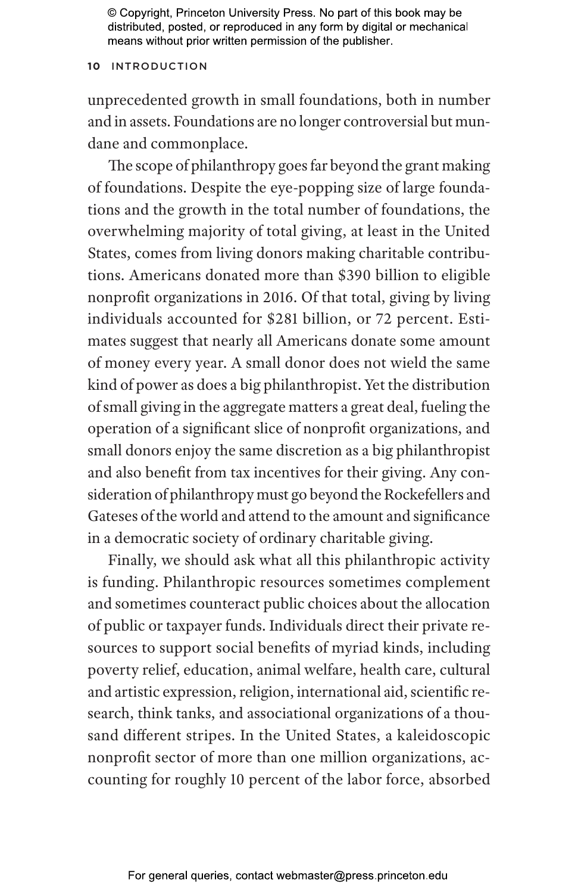unprecedented growth in small foundations, both in number and in assets. Foundations are no longer controversial but mundane and commonplace.

The scope of philanthropy goes far beyond the grant making of foundations. Despite the eye-popping size of large foundations and the growth in the total number of foundations, the overwhelming majority of total giving, at least in the United States, comes from living donors making charitable contributions. Americans donated more than $390 billion to eligible nonprofit organizations in 2016. Of that total, giving by living individuals accounted for $281 billion, or 72 percent. Estimates suggest that nearly all Americans donate some amount of money every year. A small donor does not wield the same kind of power as does a big philanthropist. Yet the distribution of small giving in the aggregate matters a great deal, fueling the operation of a significant slice of nonprofit organizations, and small donors enjoy the same discretion as a big philanthropist and also benefit from tax incentives for their giving. Any consideration of philanthropy must go beyond the Rockefellers and Gateses of the world and attend to the amount and significance in a democratic society of ordinary charitable giving.

Finally, we should ask what all this philanthropic activity is funding. Philanthropic resources sometimes complement and sometimes counteract public choices about the allocation of public or taxpayer funds. Individuals direct their private resources to support social benefits of myriad kinds, including poverty relief, education, animal welfare, health care, cultural and artistic expression, religion, international aid, scientific research, think tanks, and associational organizations of a thousand different stripes. In the United States, a kaleidoscopic nonprofit sector of more than one million organizations, accounting for roughly 10 percent of the labor force, absorbed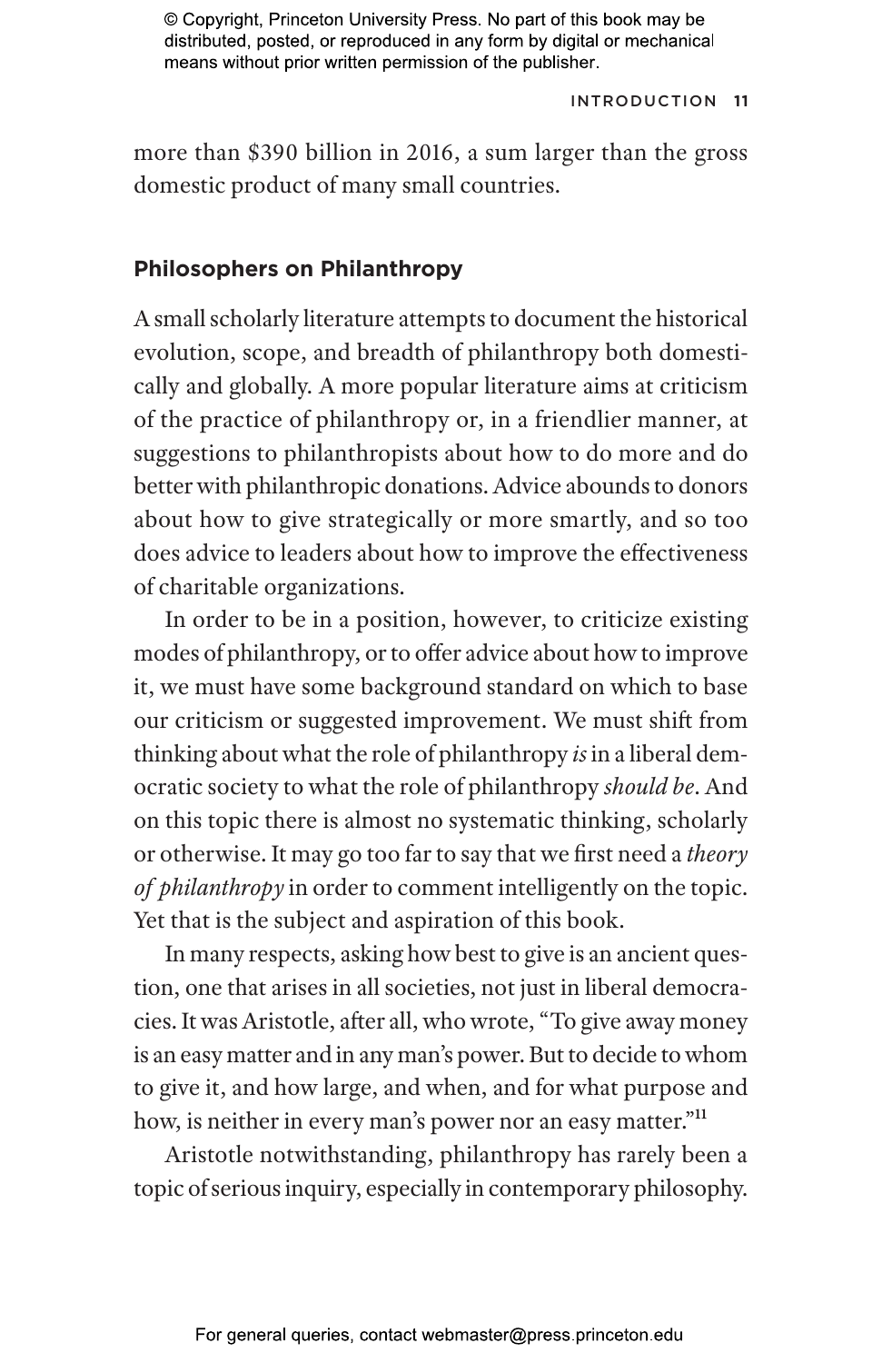more than $390 billion in 2016, a sum larger than the gross domestic product of many small countries.

## Philosophers on Philanthropy

A small scholarly literature attempts to document the historical evolution, scope, and breadth of philanthropy both domestically and globally. A more popular literature aims at criticism of the practice of philanthropy or, in a friendlier manner, at suggestions to philanthropists about how to do more and do better with philanthropic donations. Advice abounds to donors about how to give strategically or more smartly, and so too does advice to leaders about how to improve the effectiveness of charitable organizations.

In order to be in a position, however, to criticize existing modes of philanthropy, or to offer advice about how to improve it, we must have some background standard on which to base our criticism or suggested improvement. We must shift from thinking about what the role of philanthropy *is* in a liberal democratic society to what the role of philanthropy *should be*. And on this topic there is almost no systematic thinking, scholarly or otherwise. It may go too far to say that we first need a *theory of philanthropy* in order to comment intelligently on the topic. Yet that is the subject and aspiration of this book.

In many respects, asking how best to give is an ancient question, one that arises in all societies, not just in liberal democracies. It was Aristotle, after all, who wrote, "To give away money is an easy matter and in any man's power. But to decide to whom to give it, and how large, and when, and for what purpose and how, is neither in every man's power nor an easy matter."[11]

Aristotle notwithstanding, philanthropy has rarely been a topic of serious inquiry, especially in contemporary philosophy.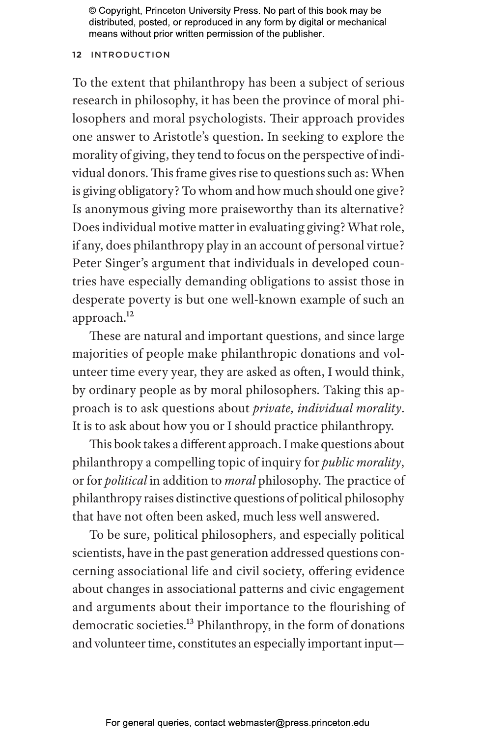To the extent that philanthropy has been a subject of serious research in philosophy, it has been the province of moral philosophers and moral psychologists. Their approach provides one answer to Aristotle's question. In seeking to explore the morality of giving, they tend to focus on the perspective of individual donors. This frame gives rise to questions such as: When is giving obligatory? To whom and how much should one give? Is anonymous giving more praiseworthy than its alternative? Does individual motive matter in evaluating giving? What role, if any, does philanthropy play in an account of personal virtue? Peter Singer's argument that individuals in developed countries have especially demanding obligations to assist those in desperate poverty is but one well-known example of such an approach.[12]

These are natural and important questions, and since large majorities of people make philanthropic donations and volunteer time every year, they are asked as often, I would think, by ordinary people as by moral philosophers. Taking this approach is to ask questions about *private, individual morality*. It is to ask about how you or I should practice philanthropy.

This book takes a different approach. I make questions about philanthropy a compelling topic of inquiry for *public morality*, or for *political* in addition to *moral* philosophy. The practice of philanthropy raises distinctive questions of political philosophy that have not often been asked, much less well answered.

To be sure, political philosophers, and especially political scientists, have in the past generation addressed questions concerning associational life and civil society, offering evidence about changes in associational patterns and civic engagement and arguments about their importance to the flourishing of democratic societies.[13] Philanthropy, in the form of donations and volunteer time, constitutes an especially important input—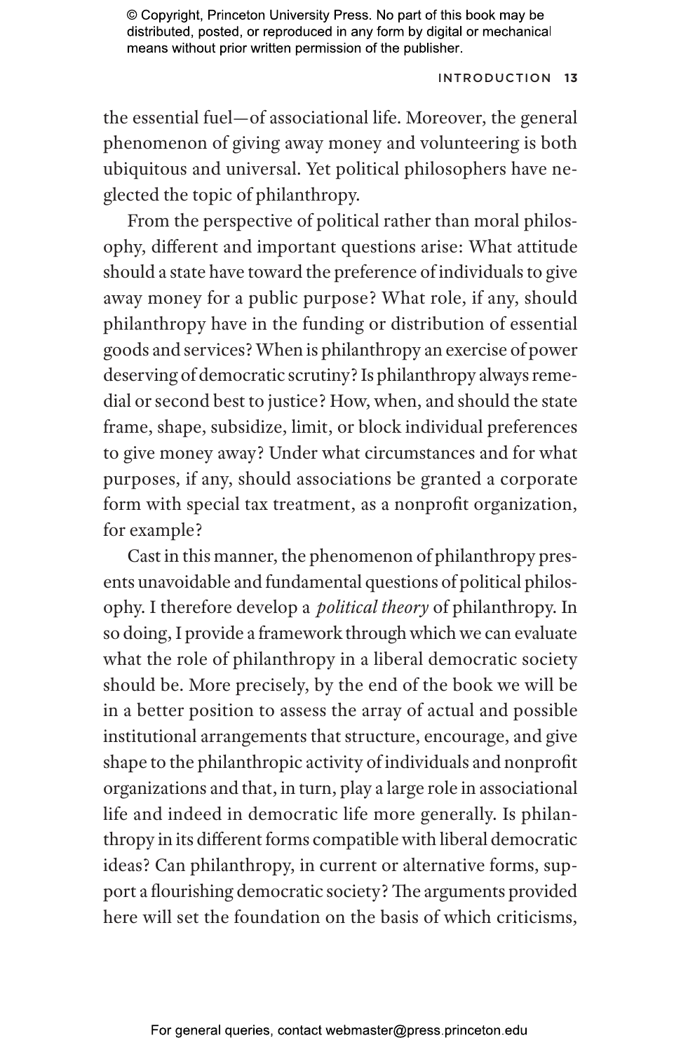the essential fuel—of associational life. Moreover, the general phenomenon of giving away money and volunteering is both ubiquitous and universal. Yet political philosophers have neglected the topic of philanthropy.

From the perspective of political rather than moral philosophy, different and important questions arise: What attitude should a state have toward the preference of individuals to give away money for a public purpose? What role, if any, should philanthropy have in the funding or distribution of essential goods and services? When is philanthropy an exercise of power deserving of democratic scrutiny? Is philanthropy always remedial or second best to justice? How, when, and should the state frame, shape, subsidize, limit, or block individual preferences to give money away? Under what circumstances and for what purposes, if any, should associations be granted a corporate form with special tax treatment, as a nonprofit organization, for example?

Cast in this manner, the phenomenon of philanthropy presents unavoidable and fundamental questions of political philosophy. I therefore develop a *political theory* of philanthropy. In so doing, I provide a framework through which we can evaluate what the role of philanthropy in a liberal democratic society should be. More precisely, by the end of the book we will be in a better position to assess the array of actual and possible institutional arrangements that structure, encourage, and give shape to the philanthropic activity of individuals and nonprofit organizations and that, in turn, play a large role in associational life and indeed in democratic life more generally. Is philanthropy in its different forms compatible with liberal democratic ideas? Can philanthropy, in current or alternative forms, support a flourishing democratic society? The arguments provided here will set the foundation on the basis of which criticisms,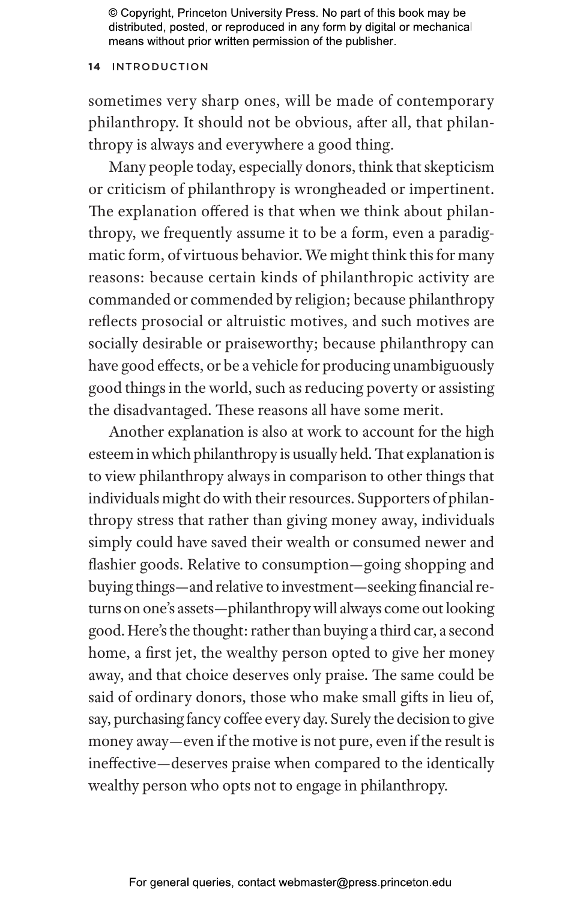sometimes very sharp ones, will be made of contemporary philanthropy. It should not be obvious, after all, that philanthropy is always and everywhere a good thing.

Many people today, especially donors, think that skepticism or criticism of philanthropy is wrongheaded or impertinent. The explanation offered is that when we think about philanthropy, we frequently assume it to be a form, even a paradigmatic form, of virtuous behavior. We might think this for many reasons: because certain kinds of philanthropic activity are commanded or commended by religion; because philanthropy reflects prosocial or altruistic motives, and such motives are socially desirable or praiseworthy; because philanthropy can have good effects, or be a vehicle for producing unambiguously good things in the world, such as reducing poverty or assisting the disadvantaged. These reasons all have some merit.

Another explanation is also at work to account for the high esteem in which philanthropy is usually held. That explanation is to view philanthropy always in comparison to other things that individuals might do with their resources. Supporters of philanthropy stress that rather than giving money away, individuals simply could have saved their wealth or consumed newer and flashier goods. Relative to consumption—going shopping and buying things—and relative to investment—seeking financial returns on one's assets—philanthropy will always come out looking good. Here's the thought: rather than buying a third car, a second home, a first jet, the wealthy person opted to give her money away, and that choice deserves only praise. The same could be said of ordinary donors, those who make small gifts in lieu of, say, purchasing fancy coffee every day. Surely the decision to give money away—even if the motive is not pure, even if the result is ineffective—deserves praise when compared to the identically wealthy person who opts not to engage in philanthropy.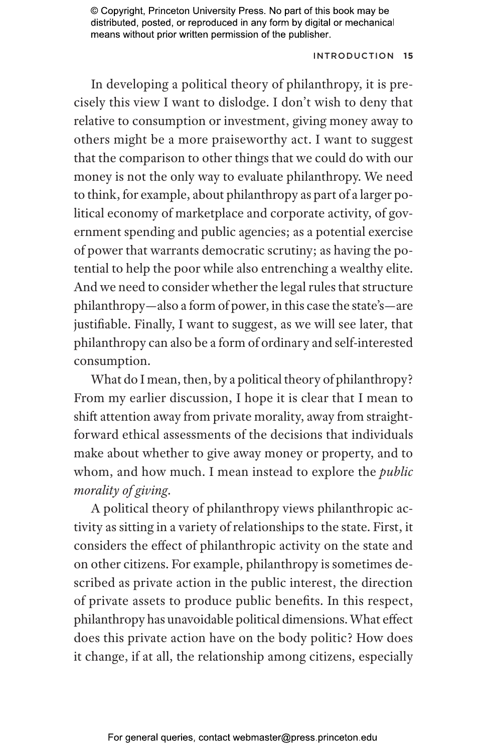In developing a political theory of philanthropy, it is precisely this view I want to dislodge. I don't wish to deny that relative to consumption or investment, giving money away to others might be a more praiseworthy act. I want to suggest that the comparison to other things that we could do with our money is not the only way to evaluate philanthropy. We need to think, for example, about philanthropy as part of a larger political economy of marketplace and corporate activity, of government spending and public agencies; as a potential exercise of power that warrants democratic scrutiny; as having the potential to help the poor while also entrenching a wealthy elite. And we need to consider whether the legal rules that structure philanthropy—also a form of power, in this case the state's—are justifiable. Finally, I want to suggest, as we will see later, that philanthropy can also be a form of ordinary and self-interested consumption.

What do I mean, then, by a political theory of philanthropy? From my earlier discussion, I hope it is clear that I mean to shift attention away from private morality, away from straightforward ethical assessments of the decisions that individuals make about whether to give away money or property, and to whom, and how much. I mean instead to explore the *public morality of giving*.

A political theory of philanthropy views philanthropic activity as sitting in a variety of relationships to the state. First, it considers the effect of philanthropic activity on the state and on other citizens. For example, philanthropy is sometimes described as private action in the public interest, the direction of private assets to produce public benefits. In this respect, philanthropy has unavoidable political dimensions. What effect does this private action have on the body politic? How does it change, if at all, the relationship among citizens, especially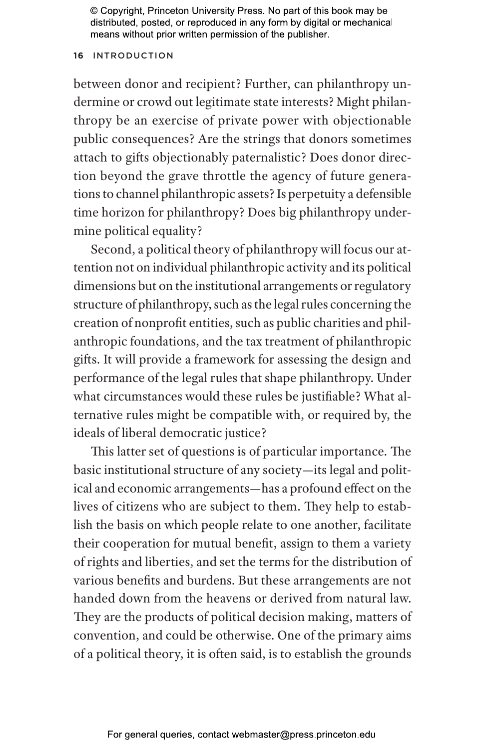between donor and recipient? Further, can philanthropy undermine or crowd out legitimate state interests? Might philanthropy be an exercise of private power with objectionable public consequences? Are the strings that donors sometimes attach to gifts objectionably paternalistic? Does donor direction beyond the grave throttle the agency of future generations to channel philanthropic assets? Is perpetuity a defensible time horizon for philanthropy? Does big philanthropy undermine political equality?

Second, a political theory of philanthropy will focus our attention not on individual philanthropic activity and its political dimensions but on the institutional arrangements or regulatory structure of philanthropy, such as the legal rules concerning the creation of nonprofit entities, such as public charities and philanthropic foundations, and the tax treatment of philanthropic gifts. It will provide a framework for assessing the design and performance of the legal rules that shape philanthropy. Under what circumstances would these rules be justifiable? What alternative rules might be compatible with, or required by, the ideals of liberal democratic justice?

This latter set of questions is of particular importance. The basic institutional structure of any society—its legal and political and economic arrangements—has a profound effect on the lives of citizens who are subject to them. They help to establish the basis on which people relate to one another, facilitate their cooperation for mutual benefit, assign to them a variety of rights and liberties, and set the terms for the distribution of various benefits and burdens. But these arrangements are not handed down from the heavens or derived from natural law. They are the products of political decision making, matters of convention, and could be otherwise. One of the primary aims of a political theory, it is often said, is to establish the grounds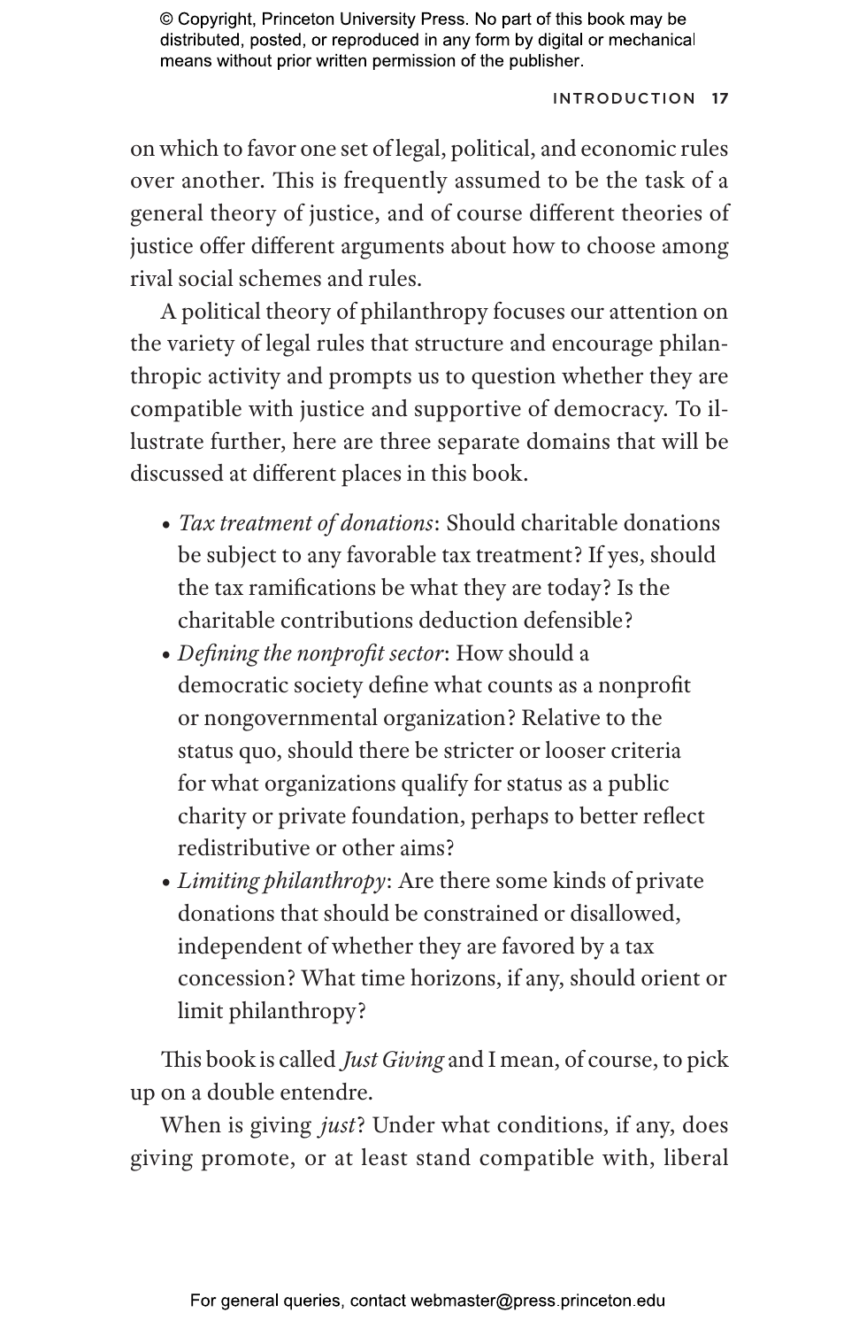on which to favor one set of legal, political, and economic rules over another. This is frequently assumed to be the task of a general theory of justice, and of course different theories of justice offer different arguments about how to choose among rival social schemes and rules.

A political theory of philanthropy focuses our attention on the variety of legal rules that structure and encourage philanthropic activity and prompts us to question whether they are compatible with justice and supportive of democracy. To illustrate further, here are three separate domains that will be discussed at different places in this book.

- *Tax treatment of donations*: Should charitable donations be subject to any favorable tax treatment? If yes, should the tax ramifications be what they are today? Is the charitable contributions deduction defensible?
- *Defining the nonprofit sector*: How should a democratic society define what counts as a nonprofit or nongovernmental organization? Relative to the status quo, should there be stricter or looser criteria for what organizations qualify for status as a public charity or private foundation, perhaps to better reflect redistributive or other aims?
- *Limiting philanthropy*: Are there some kinds of private donations that should be constrained or disallowed, independent of whether they are favored by a tax concession? What time horizons, if any, should orient or limit philanthropy?

This book is called *Just Giving* and I mean, of course, to pick up on a double entendre.

When is giving *just*? Under what conditions, if any, does giving promote, or at least stand compatible with, liberal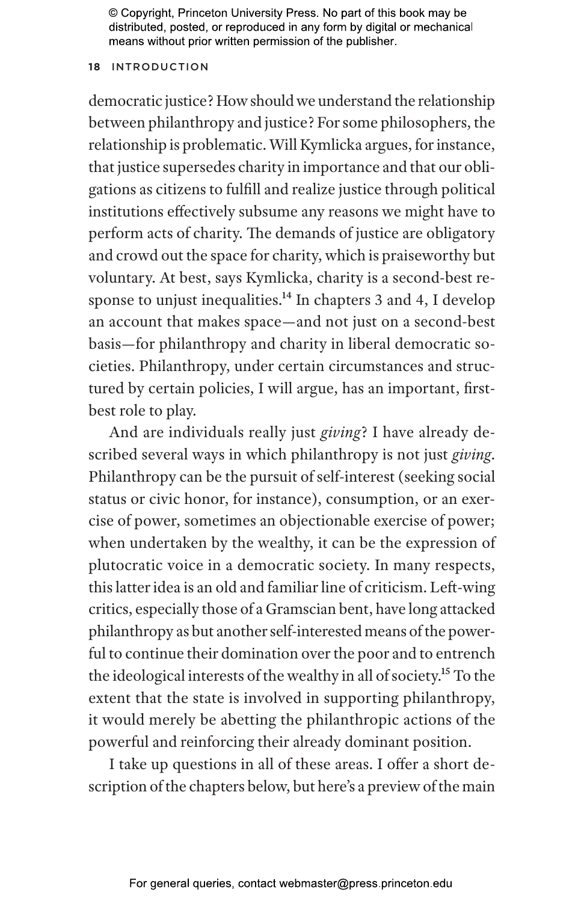democratic justice? How should we understand the relationship between philanthropy and justice? For some philosophers, the relationship is problematic. Will Kymlicka argues, for instance, that justice supersedes charity in importance and that our obligations as citizens to fulfill and realize justice through political institutions effectively subsume any reasons we might have to perform acts of charity. The demands of justice are obligatory and crowd out the space for charity, which is praiseworthy but voluntary. At best, says Kymlicka, charity is a second-best response to unjust inequalities.[14] In chapters 3 and 4, I develop an account that makes space—and not just on a second-best basis—for philanthropy and charity in liberal democratic societies. Philanthropy, under certain circumstances and structured by certain policies, I will argue, has an important, first-best role to play.

And are individuals really just *giving*? I have already described several ways in which philanthropy is not just *giving*. Philanthropy can be the pursuit of self-interest (seeking social status or civic honor, for instance), consumption, or an exercise of power, sometimes an objectionable exercise of power; when undertaken by the wealthy, it can be the expression of plutocratic voice in a democratic society. In many respects, this latter idea is an old and familiar line of criticism. Left-wing critics, especially those of a Gramscian bent, have long attacked philanthropy as but another self-interested means of the powerful to continue their domination over the poor and to entrench the ideological interests of the wealthy in all of society.[15] To the extent that the state is involved in supporting philanthropy, it would merely be abetting the philanthropic actions of the powerful and reinforcing their already dominant position.

I take up questions in all of these areas. I offer a short description of the chapters below, but here's a preview of the main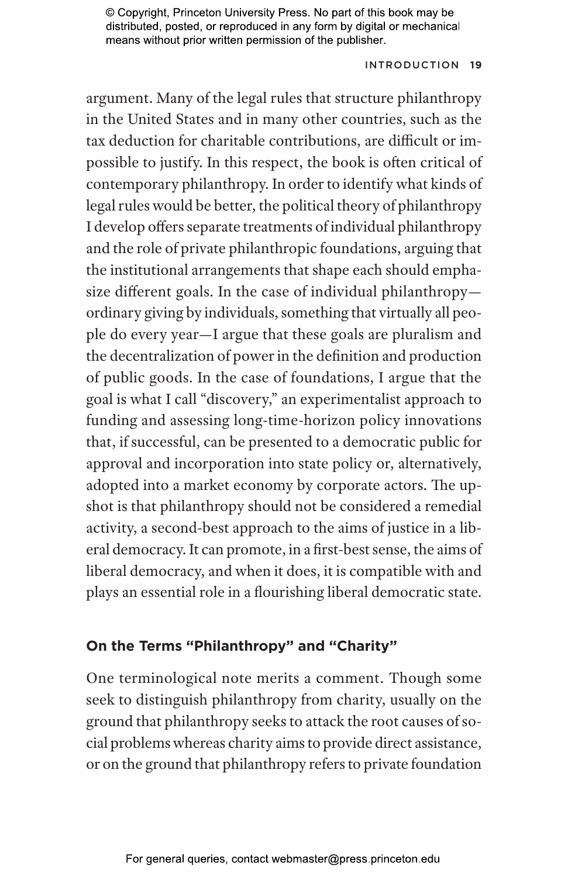argument. Many of the legal rules that structure philanthropy in the United States and in many other countries, such as the tax deduction for charitable contributions, are difficult or impossible to justify. In this respect, the book is often critical of contemporary philanthropy. In order to identify what kinds of legal rules would be better, the political theory of philanthropy I develop offers separate treatments of individual philanthropy and the role of private philanthropic foundations, arguing that the institutional arrangements that shape each should emphasize different goals. In the case of individual philanthropy—ordinary giving by individuals, something that virtually all people do every year—I argue that these goals are pluralism and the decentralization of power in the definition and production of public goods. In the case of foundations, I argue that the goal is what I call "discovery," an experimentalist approach to funding and assessing long-time-horizon policy innovations that, if successful, can be presented to a democratic public for approval and incorporation into state policy or, alternatively, adopted into a market economy by corporate actors. The upshot is that philanthropy should not be considered a remedial activity, a second-best approach to the aims of justice in a liberal democracy. It can promote, in a first-best sense, the aims of liberal democracy, and when it does, it is compatible with and plays an essential role in a flourishing liberal democratic state.

## On the Terms "Philanthropy" and "Charity"

One terminological note merits a comment. Though some seek to distinguish philanthropy from charity, usually on the ground that philanthropy seeks to attack the root causes of social problems whereas charity aims to provide direct assistance, or on the ground that philanthropy refers to private foundation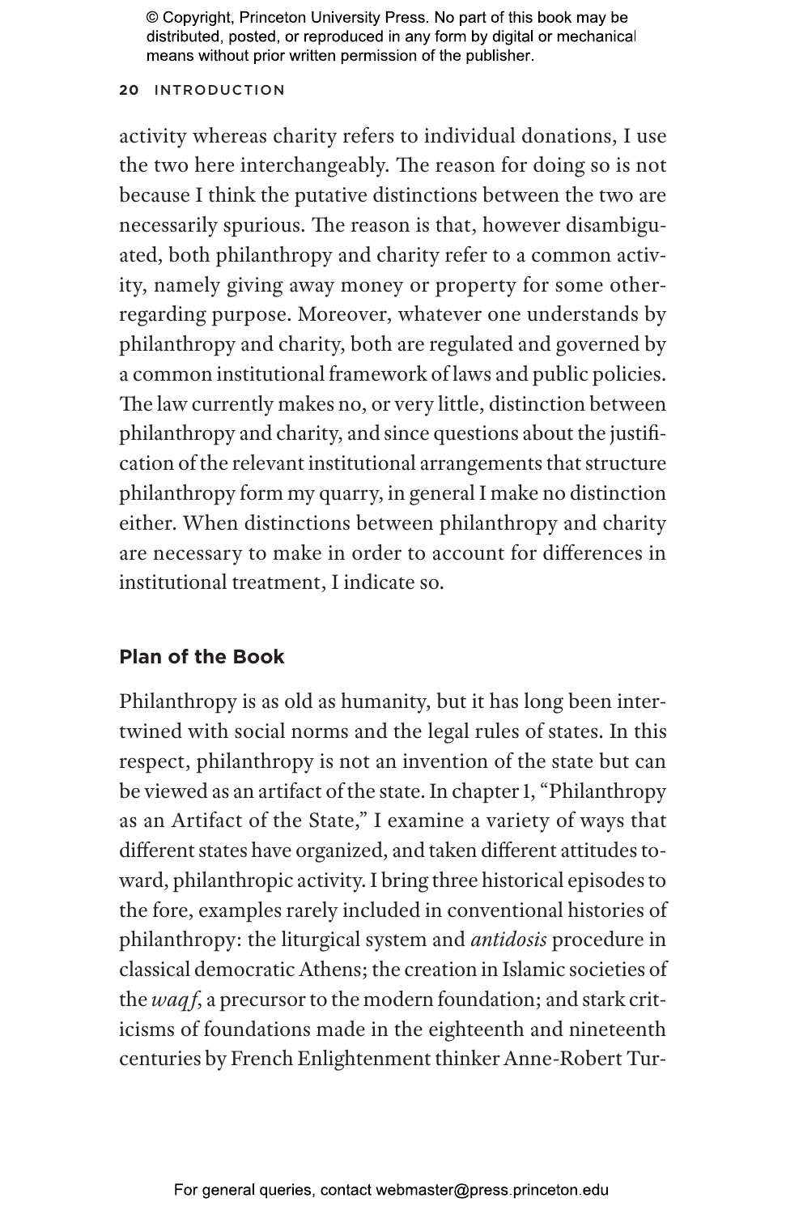activity whereas charity refers to individual donations, I use the two here interchangeably. The reason for doing so is not because I think the putative distinctions between the two are necessarily spurious. The reason is that, however disambiguated, both philanthropy and charity refer to a common activity, namely giving away money or property for some other-regarding purpose. Moreover, whatever one understands by philanthropy and charity, both are regulated and governed by a common institutional framework of laws and public policies. The law currently makes no, or very little, distinction between philanthropy and charity, and since questions about the justification of the relevant institutional arrangements that structure philanthropy form my quarry, in general I make no distinction either. When distinctions between philanthropy and charity are necessary to make in order to account for differences in institutional treatment, I indicate so.

## Plan of the Book

Philanthropy is as old as humanity, but it has long been intertwined with social norms and the legal rules of states. In this respect, philanthropy is not an invention of the state but can be viewed as an artifact of the state. In chapter 1, "Philanthropy as an Artifact of the State," I examine a variety of ways that different states have organized, and taken different attitudes toward, philanthropic activity. I bring three historical episodes to the fore, examples rarely included in conventional histories of philanthropy: the liturgical system and *antidosis* procedure in classical democratic Athens; the creation in Islamic societies of the *waqf*, a precursor to the modern foundation; and stark criticisms of foundations made in the eighteenth and nineteenth centuries by French Enlightenment thinker Anne-Robert Tur-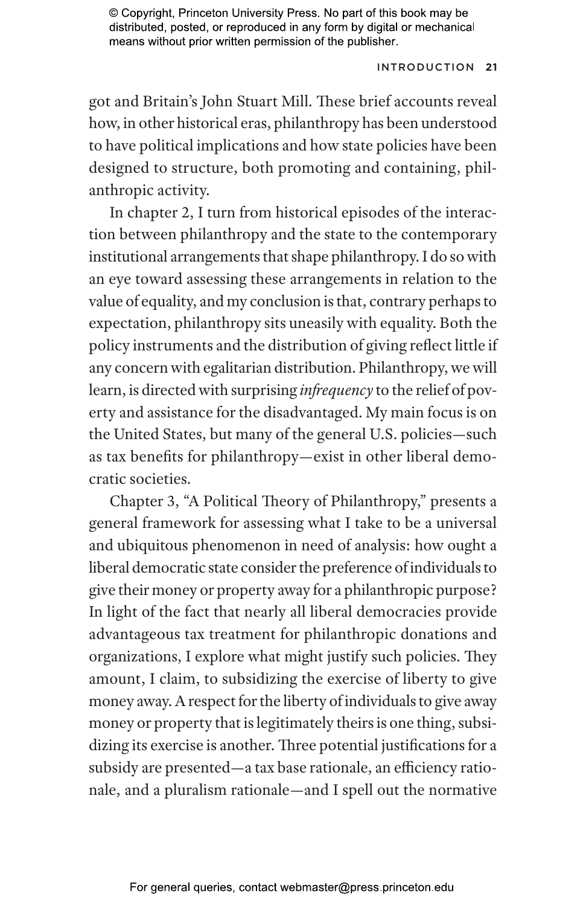got and Britain's John Stuart Mill. These brief accounts reveal how, in other historical eras, philanthropy has been understood to have political implications and how state policies have been designed to structure, both promoting and containing, philanthropic activity.

In chapter 2, I turn from historical episodes of the interaction between philanthropy and the state to the contemporary institutional arrangements that shape philanthropy. I do so with an eye toward assessing these arrangements in relation to the value of equality, and my conclusion is that, contrary perhaps to expectation, philanthropy sits uneasily with equality. Both the policy instruments and the distribution of giving reflect little if any concern with egalitarian distribution. Philanthropy, we will learn, is directed with surprising *infrequency* to the relief of poverty and assistance for the disadvantaged. My main focus is on the United States, but many of the general U.S. policies—such as tax benefits for philanthropy—exist in other liberal democratic societies.

Chapter 3, "A Political Theory of Philanthropy," presents a general framework for assessing what I take to be a universal and ubiquitous phenomenon in need of analysis: how ought a liberal democratic state consider the preference of individuals to give their money or property away for a philanthropic purpose? In light of the fact that nearly all liberal democracies provide advantageous tax treatment for philanthropic donations and organizations, I explore what might justify such policies. They amount, I claim, to subsidizing the exercise of liberty to give money away. A respect for the liberty of individuals to give away money or property that is legitimately theirs is one thing, subsidizing its exercise is another. Three potential justifications for a subsidy are presented—a tax base rationale, an efficiency rationale, and a pluralism rationale—and I spell out the normative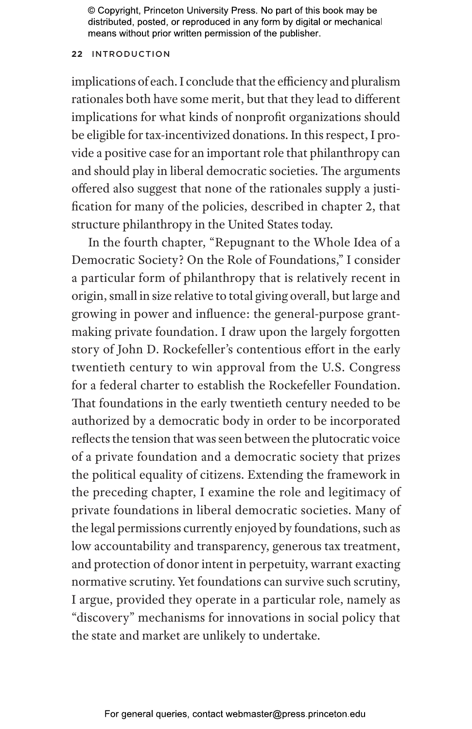implications of each. I conclude that the efficiency and pluralism rationales both have some merit, but that they lead to different implications for what kinds of nonprofit organizations should be eligible for tax-incentivized donations. In this respect, I provide a positive case for an important role that philanthropy can and should play in liberal democratic societies. The arguments offered also suggest that none of the rationales supply a justification for many of the policies, described in chapter 2, that structure philanthropy in the United States today.

In the fourth chapter, "Repugnant to the Whole Idea of a Democratic Society? On the Role of Foundations," I consider a particular form of philanthropy that is relatively recent in origin, small in size relative to total giving overall, but large and growing in power and influence: the general-purpose grantmaking private foundation. I draw upon the largely forgotten story of John D. Rockefeller's contentious effort in the early twentieth century to win approval from the U.S. Congress for a federal charter to establish the Rockefeller Foundation. That foundations in the early twentieth century needed to be authorized by a democratic body in order to be incorporated reflects the tension that was seen between the plutocratic voice of a private foundation and a democratic society that prizes the political equality of citizens. Extending the framework in the preceding chapter, I examine the role and legitimacy of private foundations in liberal democratic societies. Many of the legal permissions currently enjoyed by foundations, such as low accountability and transparency, generous tax treatment, and protection of donor intent in perpetuity, warrant exacting normative scrutiny. Yet foundations can survive such scrutiny, I argue, provided they operate in a particular role, namely as "discovery" mechanisms for innovations in social policy that the state and market are unlikely to undertake.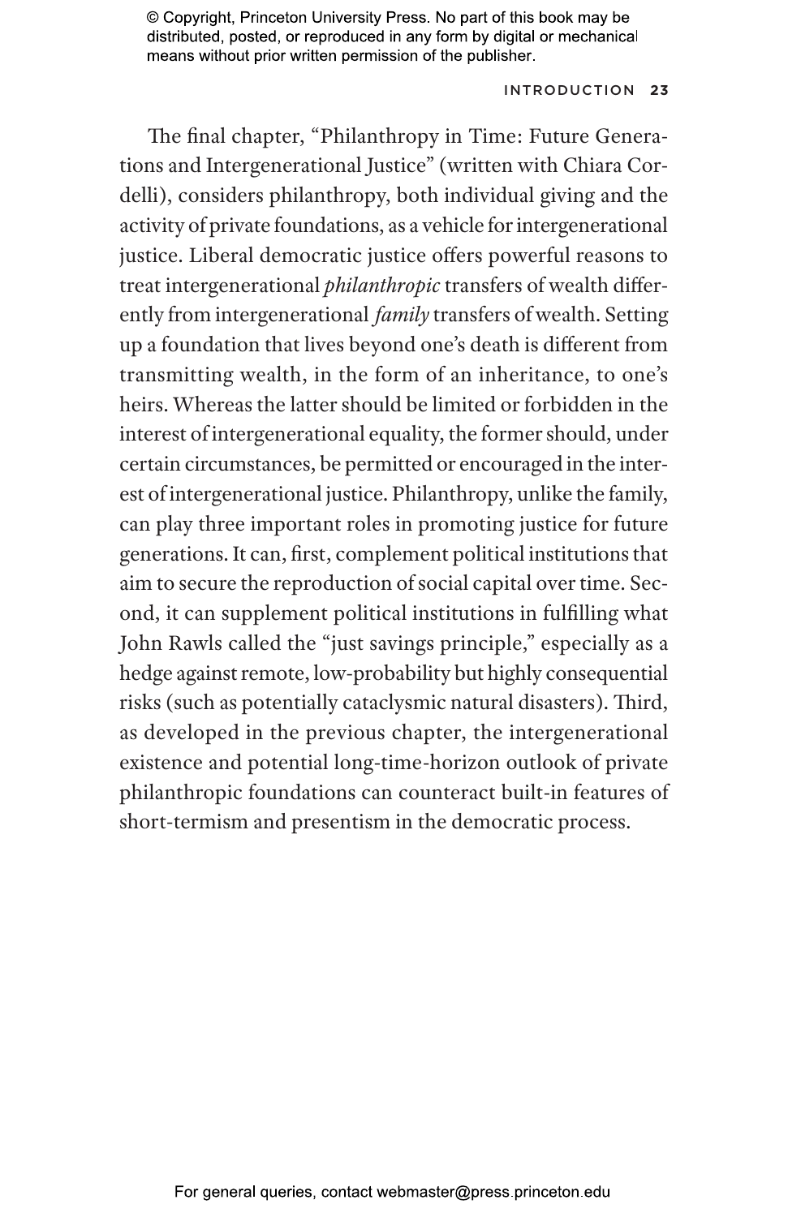The final chapter, "Philanthropy in Time: Future Generations and Intergenerational Justice" (written with Chiara Cordelli), considers philanthropy, both individual giving and the activity of private foundations, as a vehicle for intergenerational justice. Liberal democratic justice offers powerful reasons to treat intergenerational *philanthropic* transfers of wealth differently from intergenerational *family* transfers of wealth. Setting up a foundation that lives beyond one's death is different from transmitting wealth, in the form of an inheritance, to one's heirs. Whereas the latter should be limited or forbidden in the interest of intergenerational equality, the former should, under certain circumstances, be permitted or encouraged in the interest of intergenerational justice. Philanthropy, unlike the family, can play three important roles in promoting justice for future generations. It can, first, complement political institutions that aim to secure the reproduction of social capital over time. Second, it can supplement political institutions in fulfilling what John Rawls called the "just savings principle," especially as a hedge against remote, low-probability but highly consequential risks (such as potentially cataclysmic natural disasters). Third, as developed in the previous chapter, the intergenerational existence and potential long-time-horizon outlook of private philanthropic foundations can counteract built-in features of short-termism and presentism in the democratic process.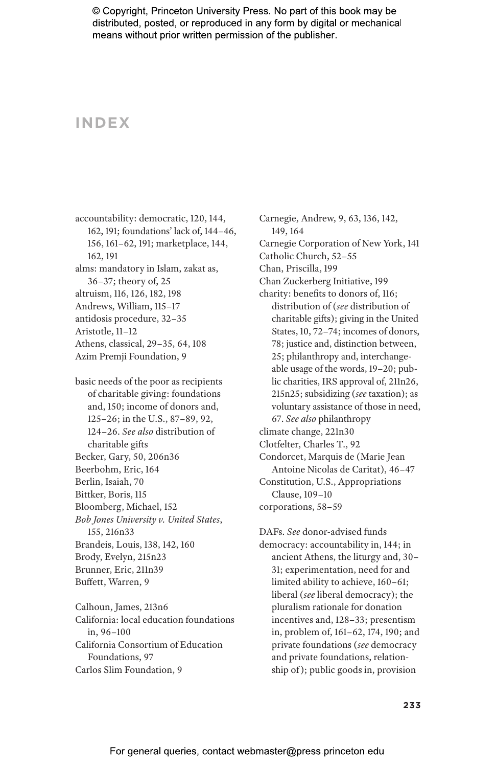© Copyright, Princeton University Press. No part of this book may be distributed, posted, or reproduced in any form by digital or mechanical means without prior written permission of the publisher.

# INDEX

accountability: democratic, 120, 144, 162, 191; foundations' lack of, 144–46, 156, 161–62, 191; marketplace, 144, 162, 191
alms: mandatory in Islam, zakat as, 36–37; theory of, 25
altruism, 116, 126, 182, 198
Andrews, William, 115–17
antidosis procedure, 32–35
Aristotle, 11–12
Athens, classical, 29–35, 64, 108
Azim Premji Foundation, 9

basic needs of the poor as recipients of charitable giving: foundations and, 150; income of donors and, 125–26; in the U.S., 87–89, 92, 124–26. *See also* distribution of charitable gifts
Becker, Gary, 50, 206n36
Beerbohm, Eric, 164
Berlin, Isaiah, 70
Bittker, Boris, 115
Bloomberg, Michael, 152
*Bob Jones University v. United States*, 155, 216n33
Brandeis, Louis, 138, 142, 160
Brody, Evelyn, 215n23
Brunner, Eric, 211n39
Buffett, Warren, 9

Calhoun, James, 213n6
California: local education foundations in, 96–100
California Consortium of Education Foundations, 97
Carlos Slim Foundation, 9
Carnegie, Andrew, 9, 63, 136, 142, 149, 164
Carnegie Corporation of New York, 141
Catholic Church, 52–55
Chan, Priscilla, 199
Chan Zuckerberg Initiative, 199
charity: benefits to donors of, 116; distribution of (*see* distribution of charitable gifts); giving in the United States, 10, 72–74; incomes of donors, 78; justice and, distinction between, 25; philanthropy and, interchangeable usage of the words, 19–20; public charities, IRS approval of, 211n26, 215n25; subsidizing (*see* taxation); as voluntary assistance of those in need, 67. *See also* philanthropy
climate change, 221n30
Clotfelter, Charles T., 92
Condorcet, Marquis de (Marie Jean Antoine Nicolas de Caritat), 46–47
Constitution, U.S., Appropriations Clause, 109–10
corporations, 58–59

DAFs. *See* donor-advised funds
democracy: accountability in, 144; in ancient Athens, the liturgy and, 30–31; experimentation, need for and limited ability to achieve, 160–61; liberal (*see* liberal democracy); the pluralism rationale for donation incentives and, 128–33; presentism in, problem of, 161–62, 174, 190; and private foundations (*see* democracy and private foundations, relationship of); public goods in, provision

For general queries, contact webmaster@press.princeton.edu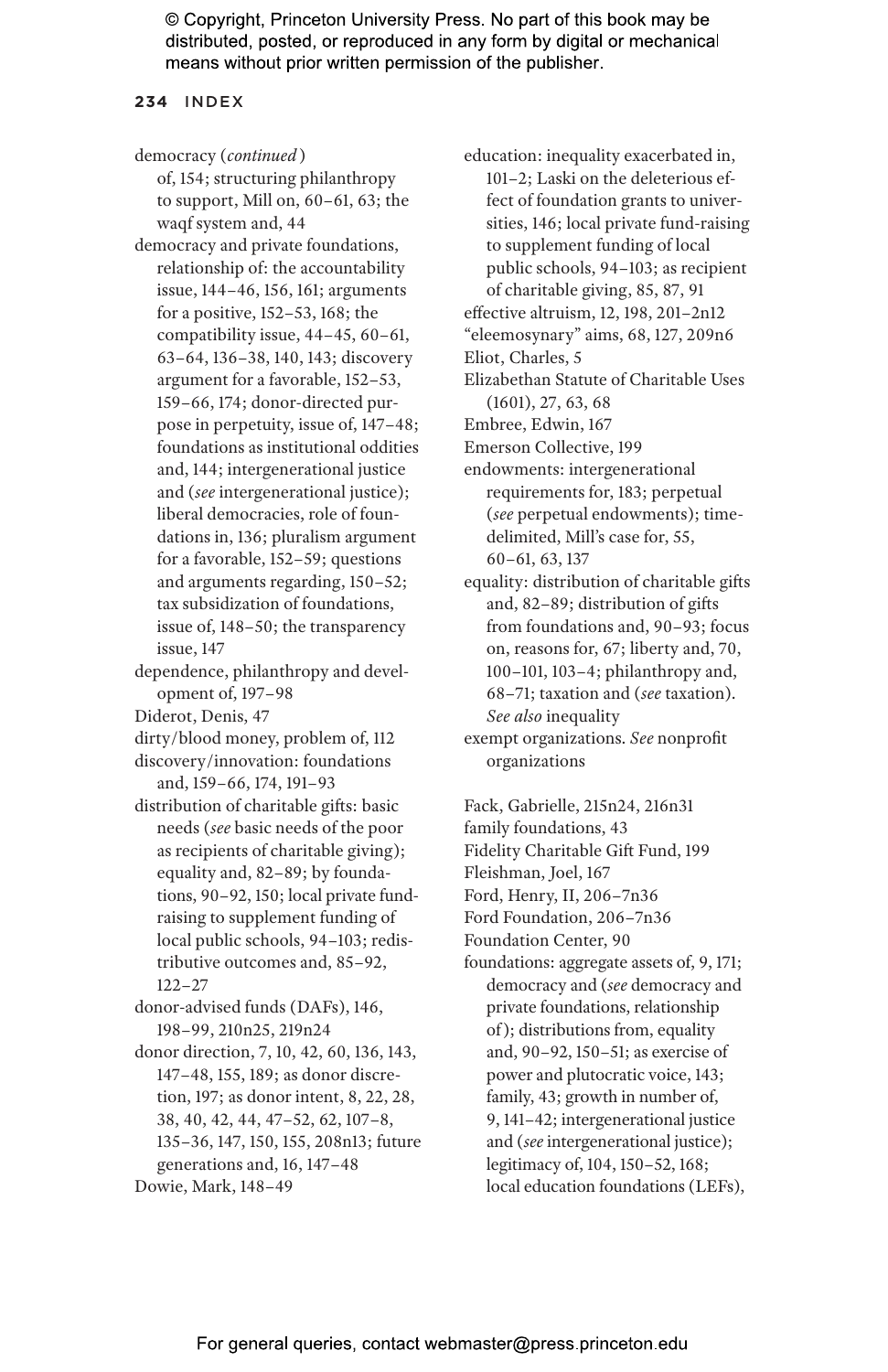democracy (*continued*)
of, 154; structuring philanthropy to support, Mill on, 60–61, 63; the waqf system and, 44

democracy and private foundations, relationship of: the accountability issue, 144–46, 156, 161; arguments for a positive, 152–53, 168; the compatibility issue, 44–45, 60–61, 63–64, 136–38, 140, 143; discovery argument for a favorable, 152–53, 159–66, 174; donor-directed purpose in perpetuity, issue of, 147–48; foundations as institutional oddities and, 144; intergenerational justice and (*see* intergenerational justice); liberal democracies, role of foundations in, 136; pluralism argument for a favorable, 152–59; questions and arguments regarding, 150–52; tax subsidization of foundations, issue of, 148–50; the transparency issue, 147

dependence, philanthropy and development of, 197–98

Diderot, Denis, 47

dirty/blood money, problem of, 112

discovery/innovation: foundations and, 159–66, 174, 191–93

distribution of charitable gifts: basic needs (*see* basic needs of the poor as recipients of charitable giving); equality and, 82–89; by foundations, 90–92, 150; local private fund-raising to supplement funding of local public schools, 94–103; redistributive outcomes and, 85–92, 122–27

donor-advised funds (DAFs), 146, 198–99, 210n25, 219n24

donor direction, 7, 10, 42, 60, 136, 143, 147–48, 155, 189; as donor discretion, 197; as donor intent, 8, 22, 28, 38, 40, 42, 44, 47–52, 62, 107–8, 135–36, 147, 150, 155, 208n13; future generations and, 16, 147–48

Dowie, Mark, 148–49

education: inequality exacerbated in, 101–2; Laski on the deleterious effect of foundation grants to universities, 146; local private fund-raising to supplement funding of local public schools, 94–103; as recipient of charitable giving, 85, 87, 91

effective altruism, 12, 198, 201–2n12

"eleemosynary" aims, 68, 127, 209n6

Eliot, Charles, 5

Elizabethan Statute of Charitable Uses (1601), 27, 63, 68

Embree, Edwin, 167

Emerson Collective, 199

endowments: intergenerational requirements for, 183; perpetual (*see* perpetual endowments); time-delimited, Mill's case for, 55, 60–61, 63, 137

equality: distribution of charitable gifts and, 82–89; distribution of gifts from foundations and, 90–93; focus on, reasons for, 67; liberty and, 70, 100–101, 103–4; philanthropy and, 68–71; taxation and (*see* taxation). *See also* inequality

exempt organizations. *See* nonprofit organizations

Fack, Gabrielle, 215n24, 216n31

family foundations, 43

Fidelity Charitable Gift Fund, 199

Fleishman, Joel, 167

Ford, Henry, II, 206–7n36

Ford Foundation, 206–7n36

Foundation Center, 90

foundations: aggregate assets of, 9, 171; democracy and (*see* democracy and private foundations, relationship of); distributions from, equality and, 90–92, 150–51; as exercise of power and plutocratic voice, 143; family, 43; growth in number of, 9, 141–42; intergenerational justice and (*see* intergenerational justice); legitimacy of, 104, 150–52, 168; local education foundations (LEFs),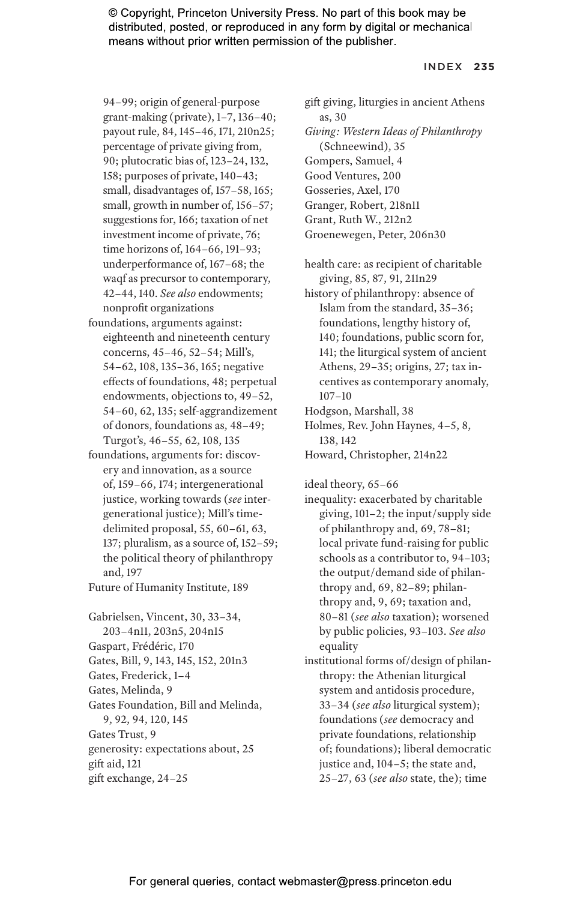94–99; origin of general-purpose grant-making (private), 1–7, 136–40; payout rule, 84, 145–46, 171, 210n25; percentage of private giving from, 90; plutocratic bias of, 123–24, 132, 158; purposes of private, 140–43; small, disadvantages of, 157–58, 165; small, growth in number of, 156–57; suggestions for, 166; taxation of net investment income of private, 76; time horizons of, 164–66, 191–93; underperformance of, 167–68; the waqf as precursor to contemporary, 42–44, 140. *See also* endowments; nonprofit organizations

foundations, arguments against: eighteenth and nineteenth century concerns, 45–46, 52–54; Mill's, 54–62, 108, 135–36, 165; negative effects of foundations, 48; perpetual endowments, objections to, 49–52, 54–60, 62, 135; self-aggrandizement of donors, foundations as, 48–49; Turgot's, 46–55, 62, 108, 135

foundations, arguments for: discovery and innovation, as a source of, 159–66, 174; intergenerational justice, working towards (*see* intergenerational justice); Mill's time-delimited proposal, 55, 60–61, 63, 137; pluralism, as a source of, 152–59; the political theory of philanthropy and, 197

Future of Humanity Institute, 189

Gabrielsen, Vincent, 30, 33–34, 203–4n11, 203n5, 204n15
Gaspart, Frédéric, 170
Gates, Bill, 9, 143, 145, 152, 201n3
Gates, Frederick, 1–4
Gates, Melinda, 9
Gates Foundation, Bill and Melinda, 9, 92, 94, 120, 145
Gates Trust, 9
generosity: expectations about, 25
gift aid, 121
gift exchange, 24–25
gift giving, liturgies in ancient Athens as, 30
*Giving: Western Ideas of Philanthropy* (Schneewind), 35
Gompers, Samuel, 4
Good Ventures, 200
Gosseries, Axel, 170
Granger, Robert, 218n11
Grant, Ruth W., 212n2
Groenewegen, Peter, 206n30

health care: as recipient of charitable giving, 85, 87, 91, 211n29

history of philanthropy: absence of Islam from the standard, 35–36; foundations, lengthy history of, 140; foundations, public scorn for, 141; the liturgical system of ancient Athens, 29–35; origins, 27; tax incentives as contemporary anomaly, 107–10

Hodgson, Marshall, 38
Holmes, Rev. John Haynes, 4–5, 8, 138, 142
Howard, Christopher, 214n22

ideal theory, 65–66

inequality: exacerbated by charitable giving, 101–2; the input/supply side of philanthropy and, 69, 78–81; local private fund-raising for public schools as a contributor to, 94–103; the output/demand side of philanthropy and, 69, 82–89; philanthropy and, 9, 69; taxation and, 80–81 (*see also* taxation); worsened by public policies, 93–103. *See also* equality

institutional forms of/design of philanthropy: the Athenian liturgical system and antidosis procedure, 33–34 (*see also* liturgical system); foundations (*see* democracy and private foundations, relationship of; foundations); liberal democratic justice and, 104–5; the state and, 25–27, 63 (*see also* state, the); time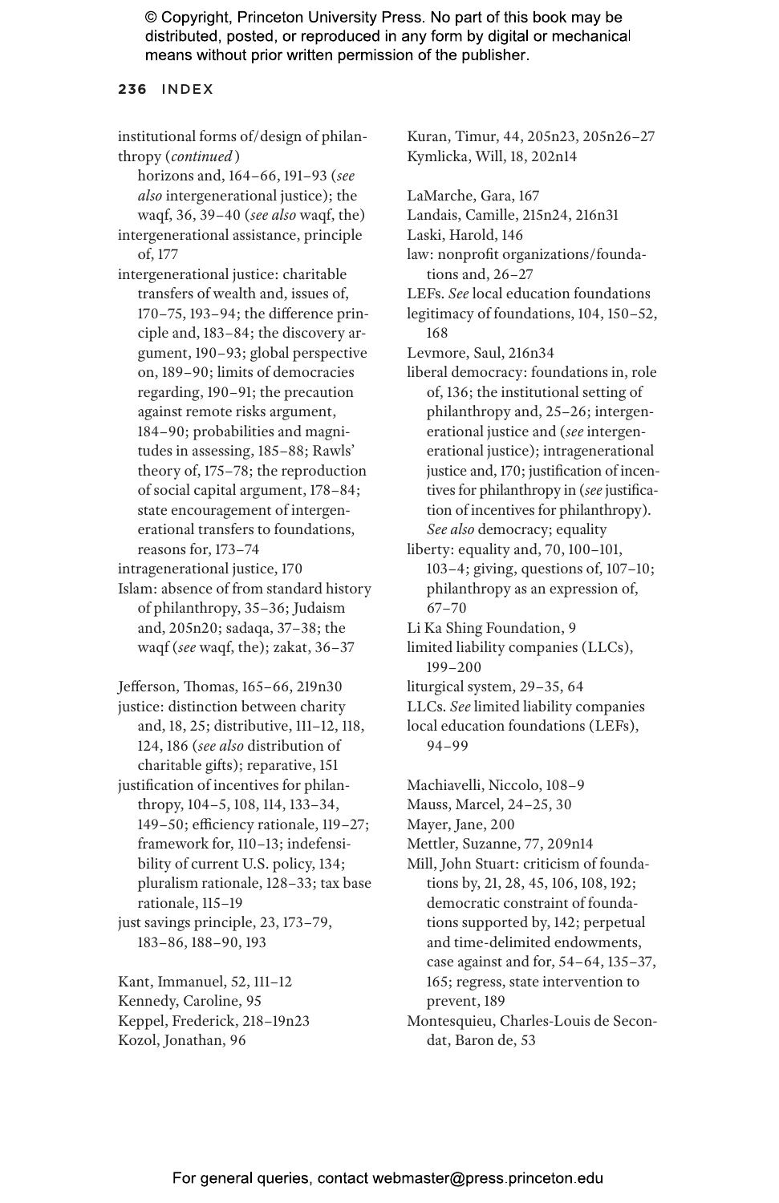institutional forms of/design of philanthropy (*continued*)
    horizons and, 164–66, 191–93 (*see also* intergenerational justice); the waqf, 36, 39–40 (*see also* waqf, the)
intergenerational assistance, principle of, 177
intergenerational justice: charitable transfers of wealth and, issues of, 170–75, 193–94; the difference principle and, 183–84; the discovery argument, 190–93; global perspective on, 189–90; limits of democracies regarding, 190–91; the precaution against remote risks argument, 184–90; probabilities and magnitudes in assessing, 185–88; Rawls' theory of, 175–78; the reproduction of social capital argument, 178–84; state encouragement of intergenerational transfers to foundations, reasons for, 173–74
intragenerational justice, 170
Islam: absence of from standard history of philanthropy, 35–36; Judaism and, 205n20; sadaqa, 37–38; the waqf (*see* waqf, the); zakat, 36–37

Jefferson, Thomas, 165–66, 219n30
justice: distinction between charity and, 18, 25; distributive, 111–12, 118, 124, 186 (*see also* distribution of charitable gifts); reparative, 151
justification of incentives for philanthropy, 104–5, 108, 114, 133–34, 149–50; efficiency rationale, 119–27; framework for, 110–13; indefensibility of current U.S. policy, 134; pluralism rationale, 128–33; tax base rationale, 115–19
just savings principle, 23, 173–79, 183–86, 188–90, 193

Kant, Immanuel, 52, 111–12
Kennedy, Caroline, 95
Keppel, Frederick, 218–19n23
Kozol, Jonathan, 96
Kuran, Timur, 44, 205n23, 205n26–27
Kymlicka, Will, 18, 202n14

LaMarche, Gara, 167
Landais, Camille, 215n24, 216n31
Laski, Harold, 146
law: nonprofit organizations/foundations and, 26–27
LEFs. *See* local education foundations
legitimacy of foundations, 104, 150–52, 168
Levmore, Saul, 216n34
liberal democracy: foundations in, role of, 136; the institutional setting of philanthropy and, 25–26; intergenerational justice and (*see* intergenerational justice); intragenerational justice and, 170; justification of incentives for philanthropy in (*see* justification of incentives for philanthropy). *See also* democracy; equality
liberty: equality and, 70, 100–101, 103–4; giving, questions of, 107–10; philanthropy as an expression of, 67–70
Li Ka Shing Foundation, 9
limited liability companies (LLCs), 199–200
liturgical system, 29–35, 64
LLCs. *See* limited liability companies
local education foundations (LEFs), 94–99

Machiavelli, Niccolo, 108–9
Mauss, Marcel, 24–25, 30
Mayer, Jane, 200
Mettler, Suzanne, 77, 209n14
Mill, John Stuart: criticism of foundations by, 21, 28, 45, 106, 108, 192; democratic constraint of foundations supported by, 142; perpetual and time-delimited endowments, case against and for, 54–64, 135–37, 165; regress, state intervention to prevent, 189
Montesquieu, Charles-Louis de Secondat, Baron de, 53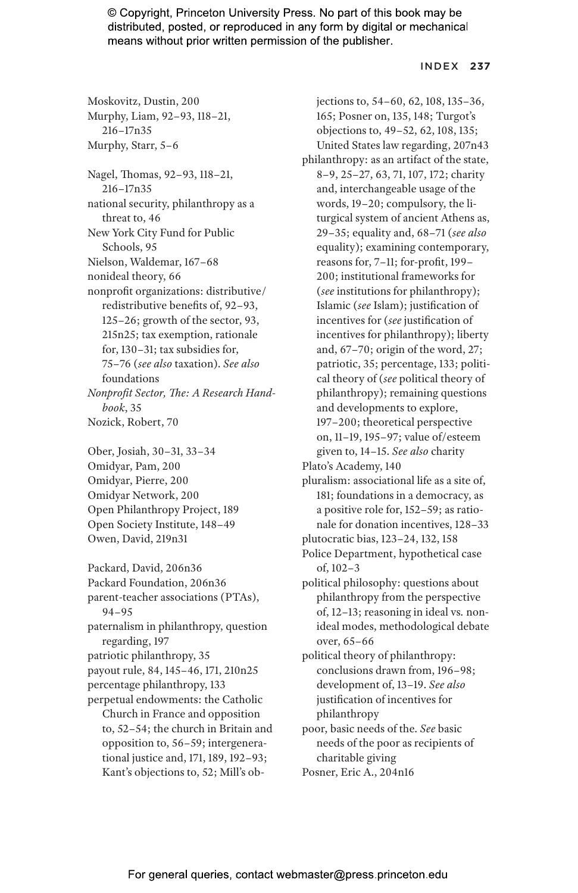Moskovitz, Dustin, 200
Murphy, Liam, 92–93, 118–21, 216–17n35
Murphy, Starr, 5–6

Nagel, Thomas, 92–93, 118–21, 216–17n35
national security, philanthropy as a threat to, 46
New York City Fund for Public Schools, 95
Nielson, Waldemar, 167–68
nonideal theory, 66
nonprofit organizations: distributive/redistributive benefits of, 92–93, 125–26; growth of the sector, 93, 215n25; tax exemption, rationale for, 130–31; tax subsidies for, 75–76 (*see also* taxation). *See also* foundations
*Nonprofit Sector, The: A Research Handbook*, 35
Nozick, Robert, 70

Ober, Josiah, 30–31, 33–34
Omidyar, Pam, 200
Omidyar, Pierre, 200
Omidyar Network, 200
Open Philanthropy Project, 189
Open Society Institute, 148–49
Owen, David, 219n31

Packard, David, 206n36
Packard Foundation, 206n36
parent-teacher associations (PTAs), 94–95
paternalism in philanthropy, question regarding, 197
patriotic philanthropy, 35
payout rule, 84, 145–46, 171, 210n25
percentage philanthropy, 133
perpetual endowments: the Catholic Church in France and opposition to, 52–54; the church in Britain and opposition to, 56–59; intergenerational justice and, 171, 189, 192–93; Kant's objections to, 52; Mill's objections to, 54–60, 62, 108, 135–36, 165; Posner on, 135, 148; Turgot's objections to, 49–52, 62, 108, 135; United States law regarding, 207n43
philanthropy: as an artifact of the state, 8–9, 25–27, 63, 71, 107, 172; charity and, interchangeable usage of the words, 19–20; compulsory, the liturgical system of ancient Athens as, 29–35; equality and, 68–71 (*see also* equality); examining contemporary, reasons for, 7–11; for-profit, 199–200; institutional frameworks for (*see* institutions for philanthropy); Islamic (*see* Islam); justification of incentives for (*see* justification of incentives for philanthropy); liberty and, 67–70; origin of the word, 27; patriotic, 35; percentage, 133; political theory of (*see* political theory of philanthropy); remaining questions and developments to explore, 197–200; theoretical perspective on, 11–19, 195–97; value of/esteem given to, 14–15. *See also* charity
Plato's Academy, 140
pluralism: associational life as a site of, 181; foundations in a democracy, as a positive role for, 152–59; as rationale for donation incentives, 128–33
plutocratic bias, 123–24, 132, 158
Police Department, hypothetical case of, 102–3
political philosophy: questions about philanthropy from the perspective of, 12–13; reasoning in ideal vs. nonideal modes, methodological debate over, 65–66
political theory of philanthropy: conclusions drawn from, 196–98; development of, 13–19. *See also* justification of incentives for philanthropy
poor, basic needs of the. *See* basic needs of the poor as recipients of charitable giving
Posner, Eric A., 204n16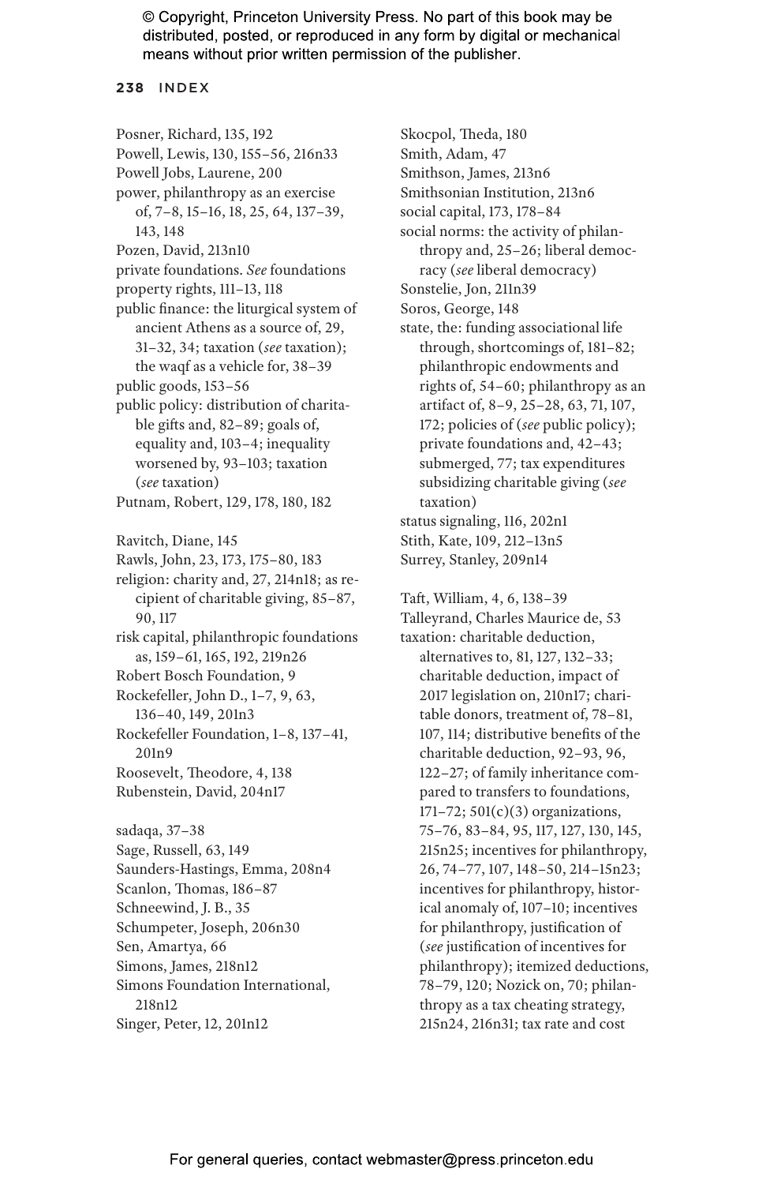Posner, Richard, 135, 192
Powell, Lewis, 130, 155–56, 216n33
Powell Jobs, Laurene, 200
power, philanthropy as an exercise of, 7–8, 15–16, 18, 25, 64, 137–39, 143, 148
Pozen, David, 213n10
private foundations. *See* foundations
property rights, 111–13, 118
public finance: the liturgical system of ancient Athens as a source of, 29, 31–32, 34; taxation (*see* taxation); the waqf as a vehicle for, 38–39
public goods, 153–56
public policy: distribution of charitable gifts and, 82–89; goals of, equality and, 103–4; inequality worsened by, 93–103; taxation (*see* taxation)
Putnam, Robert, 129, 178, 180, 182

Ravitch, Diane, 145
Rawls, John, 23, 173, 175–80, 183
religion: charity and, 27, 214n18; as recipient of charitable giving, 85–87, 90, 117
risk capital, philanthropic foundations as, 159–61, 165, 192, 219n26
Robert Bosch Foundation, 9
Rockefeller, John D., 1–7, 9, 63, 136–40, 149, 201n3
Rockefeller Foundation, 1–8, 137–41, 201n9
Roosevelt, Theodore, 4, 138
Rubenstein, David, 204n17

sadaqa, 37–38
Sage, Russell, 63, 149
Saunders-Hastings, Emma, 208n4
Scanlon, Thomas, 186–87
Schneewind, J. B., 35
Schumpeter, Joseph, 206n30
Sen, Amartya, 66
Simons, James, 218n12
Simons Foundation International, 218n12
Singer, Peter, 12, 201n12

Skocpol, Theda, 180
Smith, Adam, 47
Smithson, James, 213n6
Smithsonian Institution, 213n6
social capital, 173, 178–84
social norms: the activity of philanthropy and, 25–26; liberal democracy (*see* liberal democracy)
Sonstelie, Jon, 211n39
Soros, George, 148
state, the: funding associational life through, shortcomings of, 181–82; philanthropic endowments and rights of, 54–60; philanthropy as an artifact of, 8–9, 25–28, 63, 71, 107, 172; policies of (*see* public policy); private foundations and, 42–43; submerged, 77; tax expenditures subsidizing charitable giving (*see* taxation)
status signaling, 116, 202n1
Stith, Kate, 109, 212–13n5
Surrey, Stanley, 209n14

Taft, William, 4, 6, 138–39
Talleyrand, Charles Maurice de, 53
taxation: charitable deduction, alternatives to, 81, 127, 132–33; charitable deduction, impact of 2017 legislation on, 210n17; charitable donors, treatment of, 78–81, 107, 114; distributive benefits of the charitable deduction, 92–93, 96, 122–27; of family inheritance compared to transfers to foundations, 171–72; 501(c)(3) organizations, 75–76, 83–84, 95, 117, 127, 130, 145, 215n25; incentives for philanthropy, 26, 74–77, 107, 148–50, 214–15n23; incentives for philanthropy, historical anomaly of, 107–10; incentives for philanthropy, justification of (*see* justification of incentives for philanthropy); itemized deductions, 78–79, 120; Nozick on, 70; philanthropy as a tax cheating strategy, 215n24, 216n31; tax rate and cost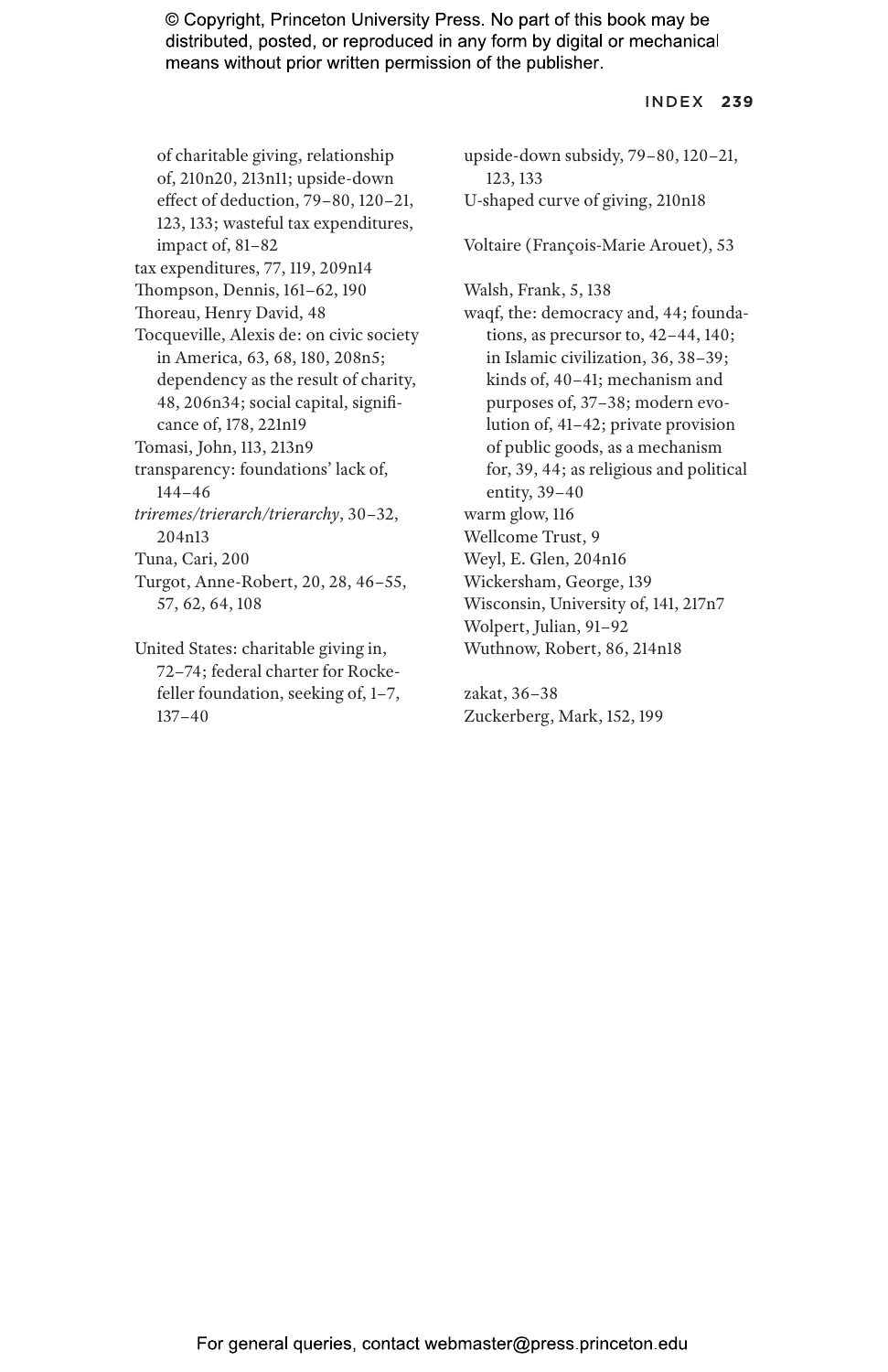of charitable giving, relationship of, 210n20, 213n11; upside-down effect of deduction, 79–80, 120–21, 123, 133; wasteful tax expenditures, impact of, 81–82

tax expenditures, 77, 119, 209n14

Thompson, Dennis, 161–62, 190

Thoreau, Henry David, 48

Tocqueville, Alexis de: on civic society in America, 63, 68, 180, 208n5; dependency as the result of charity, 48, 206n34; social capital, significance of, 178, 221n19

Tomasi, John, 113, 213n9

transparency: foundations' lack of, 144–46

*triremes/trierarch/trierarchy*, 30–32, 204n13

Tuna, Cari, 200

Turgot, Anne-Robert, 20, 28, 46–55, 57, 62, 64, 108

United States: charitable giving in, 72–74; federal charter for Rockefeller foundation, seeking of, 1–7, 137–40

upside-down subsidy, 79–80, 120–21, 123, 133

U-shaped curve of giving, 210n18

Voltaire (François-Marie Arouet), 53

Walsh, Frank, 5, 138

waqf, the: democracy and, 44; foundations, as precursor to, 42–44, 140; in Islamic civilization, 36, 38–39; kinds of, 40–41; mechanism and purposes of, 37–38; modern evolution of, 41–42; private provision of public goods, as a mechanism for, 39, 44; as religious and political entity, 39–40

warm glow, 116

Wellcome Trust, 9

Weyl, E. Glen, 204n16

Wickersham, George, 139

Wisconsin, University of, 141, 217n7

Wolpert, Julian, 91–92

Wuthnow, Robert, 86, 214n18

zakat, 36–38

Zuckerberg, Mark, 152, 199